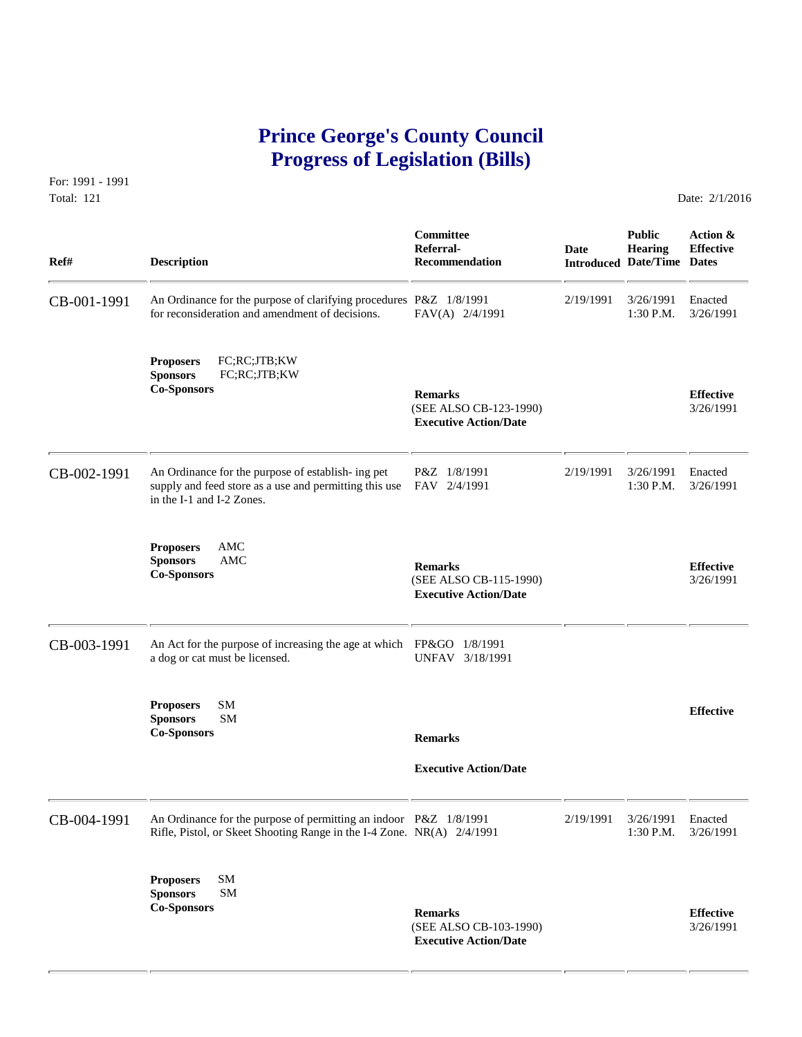# Prince George's County Council
# Progress of Legislation (Bills)

For: 1991 - 1991
Total: 121

Date: 2/1/2016

| Ref# | Description | Committee Referral-Recommendation | Date Introduced | Public Hearing Date/Time | Action & Effective Dates |
|---|---|---|---|---|---|
| CB-001-1991 | An Ordinance for the purpose of clarifying procedures for reconsideration and amendment of decisions. | P&Z 1/8/1991<br>FAV(A) 2/4/1991 | 2/19/1991 | 3/26/1991<br>1:30 P.M. | Enacted<br>3/26/1991 |
| | **Proposers** FC;RC;JTB;KW<br>**Sponsors** FC;RC;JTB;KW<br>**Co-Sponsors** | **Remarks**<br>(SEE ALSO CB-123-1990)<br>**Executive Action/Date** | | | **Effective**<br>3/26/1991 |
| CB-002-1991 | An Ordinance for the purpose of establish- ing pet supply and feed store as a use and permitting this use in the I-1 and I-2 Zones. | P&Z 1/8/1991<br>FAV 2/4/1991 | 2/19/1991 | 3/26/1991<br>1:30 P.M. | Enacted<br>3/26/1991 |
| | **Proposers** AMC<br>**Sponsors** AMC<br>**Co-Sponsors** | **Remarks**<br>(SEE ALSO CB-115-1990)<br>**Executive Action/Date** | | | **Effective**<br>3/26/1991 |
| CB-003-1991 | An Act for the purpose of increasing the age at which a dog or cat must be licensed. | FP&GO 1/8/1991<br>UNFAV 3/18/1991 | | | |
| | **Proposers** SM<br>**Sponsors** SM<br>**Co-Sponsors** | **Remarks**<br>**Executive Action/Date** | | | **Effective** |
| CB-004-1991 | An Ordinance for the purpose of permitting an indoor Rifle, Pistol, or Skeet Shooting Range in the I-4 Zone. | P&Z 1/8/1991<br>NR(A) 2/4/1991 | 2/19/1991 | 3/26/1991<br>1:30 P.M. | Enacted<br>3/26/1991 |
| | **Proposers** SM<br>**Sponsors** SM<br>**Co-Sponsors** | **Remarks**<br>(SEE ALSO CB-103-1990)<br>**Executive Action/Date** | | | **Effective**<br>3/26/1991 |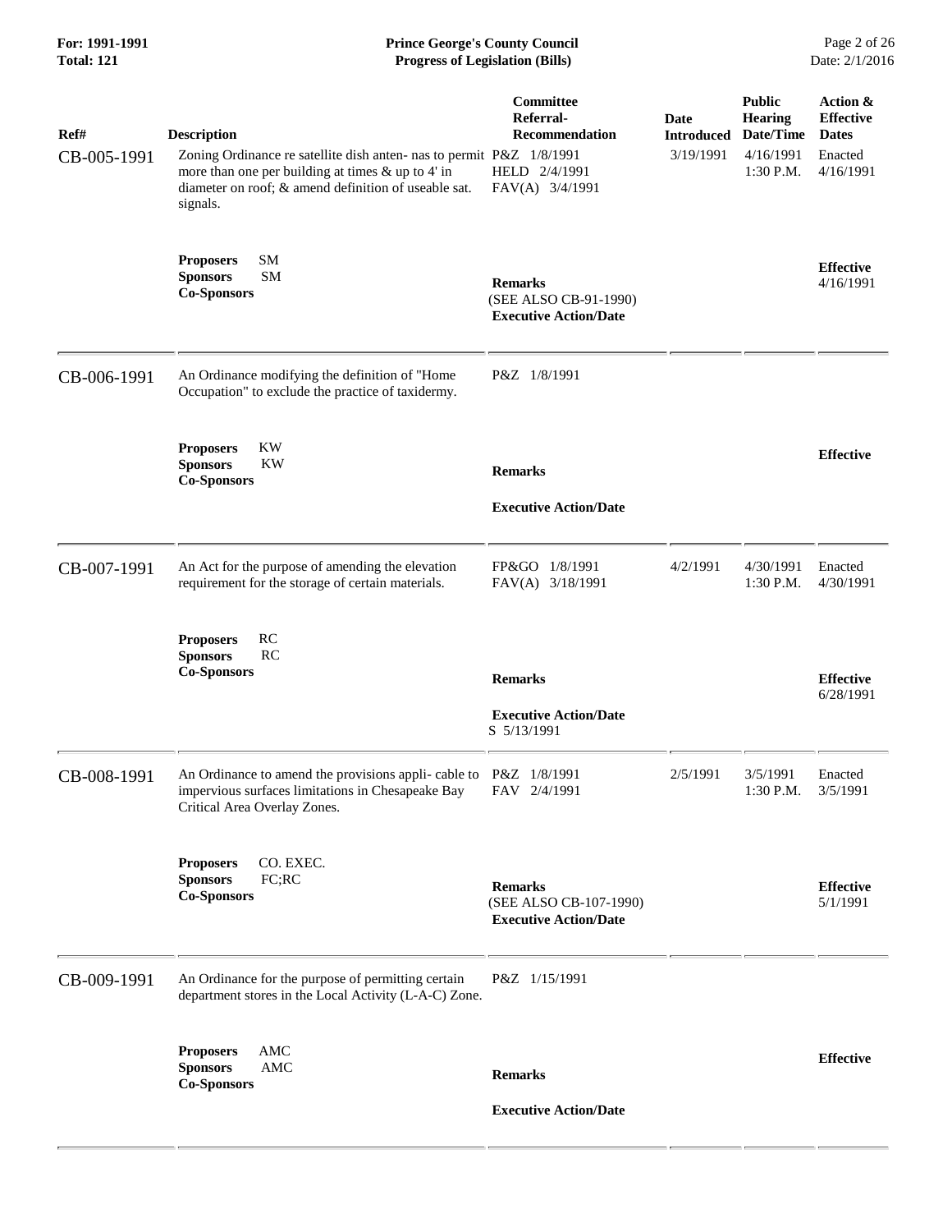| Ref# | Description | Committee Referral-Recommendation | Date Introduced | Public Hearing Date/Time | Action & Effective Dates |
|---|---|---|---|---|---|
| CB-005-1991 | Zoning Ordinance re satellite dish anten- nas to permit more than one per building at times & up to 4' in diameter on roof; & amend definition of useable sat. signals. | P&Z 1/8/1991<br>HELD 2/4/1991<br>FAV(A) 3/4/1991 | 3/19/1991 | 4/16/1991<br>1:30 P.M. | Enacted<br>4/16/1991 |
| | **Proposers** SM<br>**Sponsors** SM<br>**Co-Sponsors** | **Remarks**<br>(SEE ALSO CB-91-1990)<br>**Executive Action/Date** | | | **Effective**<br>4/16/1991 |
| CB-006-1991 | An Ordinance modifying the definition of "Home Occupation" to exclude the practice of taxidermy. | P&Z 1/8/1991 | | | |
| | **Proposers** KW<br>**Sponsors** KW<br>**Co-Sponsors** | **Remarks**<br>**Executive Action/Date** | | | **Effective** |
| CB-007-1991 | An Act for the purpose of amending the elevation requirement for the storage of certain materials. | FP&GO 1/8/1991<br>FAV(A) 3/18/1991 | 4/2/1991 | 4/30/1991<br>1:30 P.M. | Enacted<br>4/30/1991 |
| | **Proposers** RC<br>**Sponsors** RC<br>**Co-Sponsors** | **Remarks**<br>**Executive Action/Date**<br>S 5/13/1991 | | | **Effective**<br>6/28/1991 |
| CB-008-1991 | An Ordinance to amend the provisions appli- cable to impervious surfaces limitations in Chesapeake Bay Critical Area Overlay Zones. | P&Z 1/8/1991<br>FAV 2/4/1991 | 2/5/1991 | 3/5/1991<br>1:30 P.M. | Enacted<br>3/5/1991 |
| | **Proposers** CO. EXEC.<br>**Sponsors** FC;RC<br>**Co-Sponsors** | **Remarks**<br>(SEE ALSO CB-107-1990)<br>**Executive Action/Date** | | | **Effective**<br>5/1/1991 |
| CB-009-1991 | An Ordinance for the purpose of permitting certain department stores in the Local Activity (L-A-C) Zone. | P&Z 1/15/1991 | | | |
| | **Proposers** AMC<br>**Sponsors** AMC<br>**Co-Sponsors** | **Remarks**<br>**Executive Action/Date** | | | **Effective** |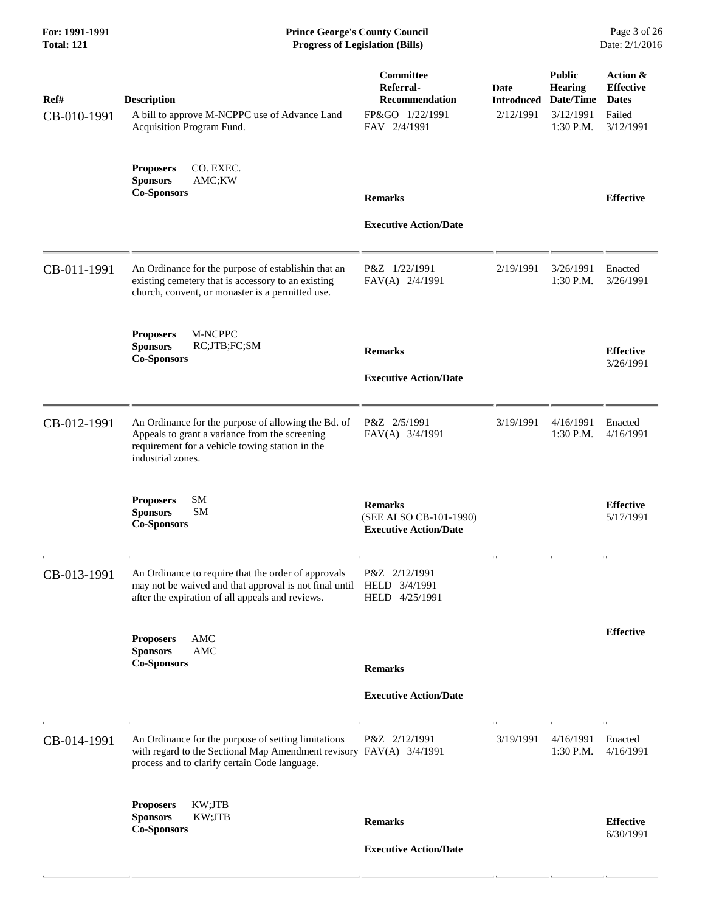| Ref# | Description | Committee Referral-Recommendation | Date Introduced | Public Hearing Date/Time | Action & Effective Dates |
|---|---|---|---|---|---|
| CB-010-1991 | A bill to approve M-NCPPC use of Advance Land Acquisition Program Fund.<br><br>**Proposers** CO. EXEC.<br>**Sponsors** AMC;KW<br>**Co-Sponsors** | FP&GO 1/22/1991<br>FAV 2/4/1991<br><br>**Remarks**<br><br>**Executive Action/Date** | 2/12/1991 | 3/12/1991<br>1:30 P.M. | Failed<br>3/12/1991<br><br>**Effective** |
| CB-011-1991 | An Ordinance for the purpose of establishin that an existing cemetery that is accessory to an existing church, convent, or monaster is a permitted use.<br><br>**Proposers** M-NCPPC<br>**Sponsors** RC;JTB;FC;SM<br>**Co-Sponsors** | P&Z 1/22/1991<br>FAV(A) 2/4/1991<br><br>**Remarks**<br><br>**Executive Action/Date** | 2/19/1991 | 3/26/1991<br>1:30 P.M. | Enacted<br>3/26/1991<br><br>**Effective**<br>3/26/1991 |
| CB-012-1991 | An Ordinance for the purpose of allowing the Bd. of Appeals to grant a variance from the screening requirement for a vehicle towing station in the industrial zones.<br><br>**Proposers** SM<br>**Sponsors** SM<br>**Co-Sponsors** | P&Z 2/5/1991<br>FAV(A) 3/4/1991<br><br>**Remarks**<br>(SEE ALSO CB-101-1990)<br>**Executive Action/Date** | 3/19/1991 | 4/16/1991<br>1:30 P.M. | Enacted<br>4/16/1991<br><br>**Effective**<br>5/17/1991 |
| CB-013-1991 | An Ordinance to require that the order of approvals may not be waived and that approval is not final until after the expiration of all appeals and reviews.<br><br>**Proposers** AMC<br>**Sponsors** AMC<br>**Co-Sponsors** | P&Z 2/12/1991<br>HELD 3/4/1991<br>HELD 4/25/1991<br><br>**Remarks**<br><br>**Executive Action/Date** | | | **Effective** |
| CB-014-1991 | An Ordinance for the purpose of setting limitations with regard to the Sectional Map Amendment revisory process and to clarify certain Code language.<br><br>**Proposers** KW;JTB<br>**Sponsors** KW;JTB<br>**Co-Sponsors** | P&Z 2/12/1991<br>FAV(A) 3/4/1991<br><br>**Remarks**<br><br>**Executive Action/Date** | 3/19/1991 | 4/16/1991<br>1:30 P.M. | Enacted<br>4/16/1991<br><br>**Effective**<br>6/30/1991 |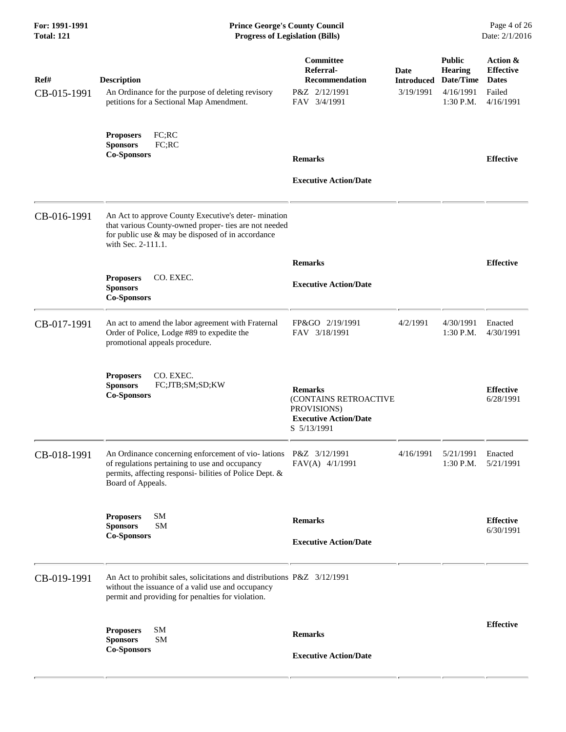| Ref# | Description | Committee Referral-Recommendation | Date Introduced | Public Hearing Date/Time | Action & Effective Dates |
|---|---|---|---|---|---|
| CB-015-1991 | An Ordinance for the purpose of deleting revisory petitions for a Sectional Map Amendment. | P&Z 2/12/1991<br>FAV 3/4/1991 | 3/19/1991 | 4/16/1991<br>1:30 P.M. | Failed<br>4/16/1991 |
| | **Proposers** FC;RC<br>**Sponsors** FC;RC<br>**Co-Sponsors** | **Remarks**<br><br>**Executive Action/Date** | | | **Effective** |
| CB-016-1991 | An Act to approve County Executive's deter- mination that various County-owned proper- ties are not needed for public use & may be disposed of in accordance with Sec. 2-111.1. | | | | |
| | **Proposers** CO. EXEC.<br>**Sponsors**<br>**Co-Sponsors** | **Remarks**<br><br>**Executive Action/Date** | | | **Effective** |
| CB-017-1991 | An act to amend the labor agreement with Fraternal Order of Police, Lodge #89 to expedite the promotional appeals procedure. | FP&GO 2/19/1991<br>FAV 3/18/1991 | 4/2/1991 | 4/30/1991<br>1:30 P.M. | Enacted<br>4/30/1991 |
| | **Proposers** CO. EXEC.<br>**Sponsors** FC;JTB;SM;SD;KW<br>**Co-Sponsors** | **Remarks**<br>(CONTAINS RETROACTIVE PROVISIONS)<br>**Executive Action/Date**<br>S 5/13/1991 | | | **Effective**<br>6/28/1991 |
| CB-018-1991 | An Ordinance concerning enforcement of vio- lations of regulations pertaining to use and occupancy permits, affecting responsi- bilities of Police Dept. & Board of Appeals. | P&Z 3/12/1991<br>FAV(A) 4/1/1991 | 4/16/1991 | 5/21/1991<br>1:30 P.M. | Enacted<br>5/21/1991 |
| | **Proposers** SM<br>**Sponsors** SM<br>**Co-Sponsors** | **Remarks**<br><br>**Executive Action/Date** | | | **Effective**<br>6/30/1991 |
| CB-019-1991 | An Act to prohibit sales, solicitations and distributions without the issuance of a valid use and occupancy permit and providing for penalties for violation. | P&Z 3/12/1991 | | | |
| | **Proposers** SM<br>**Sponsors** SM<br>**Co-Sponsors** | **Remarks**<br><br>**Executive Action/Date** | | | **Effective** |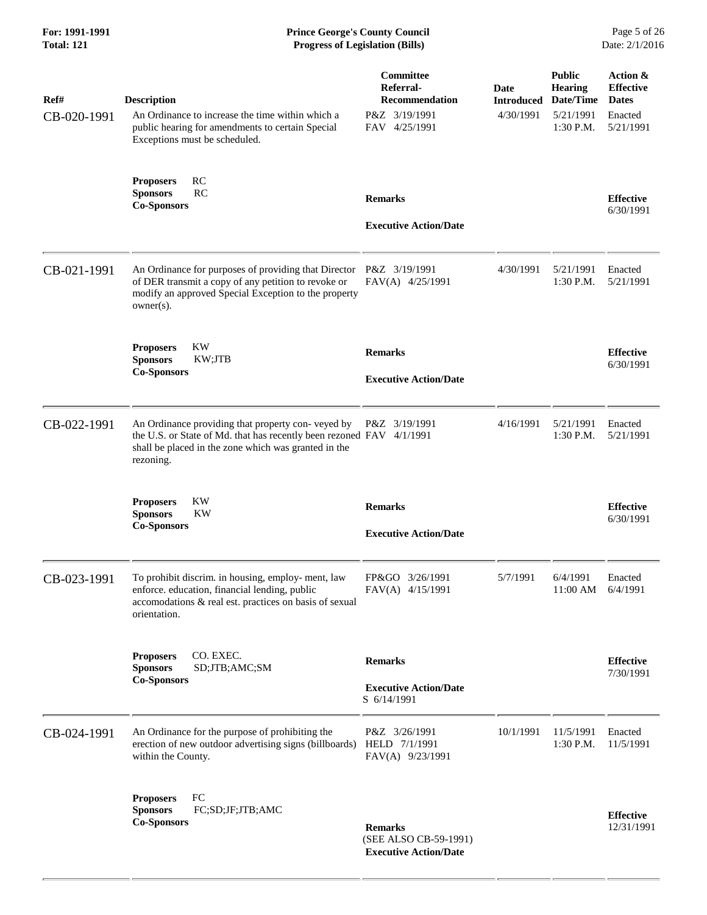| Ref# | Description | Committee Referral-Recommendation | Date Introduced | Public Hearing Date/Time | Action & Effective Dates |
|---|---|---|---|---|---|
| CB-020-1991 | An Ordinance to increase the time within which a public hearing for amendments to certain Special Exceptions must be scheduled. | P&Z 3/19/1991<br>FAV 4/25/1991 | 4/30/1991 | 5/21/1991<br>1:30 P.M. | Enacted<br>5/21/1991 |
| | **Proposers** RC<br>**Sponsors** RC<br>**Co-Sponsors** | **Remarks**<br><br>**Executive Action/Date** | | | **Effective**<br>6/30/1991 |
| CB-021-1991 | An Ordinance for purposes of providing that Director of DER transmit a copy of any petition to revoke or modify an approved Special Exception to the property owner(s). | P&Z 3/19/1991<br>FAV(A) 4/25/1991 | 4/30/1991 | 5/21/1991<br>1:30 P.M. | Enacted<br>5/21/1991 |
| | **Proposers** KW<br>**Sponsors** KW;JTB<br>**Co-Sponsors** | **Remarks**<br><br>**Executive Action/Date** | | | **Effective**<br>6/30/1991 |
| CB-022-1991 | An Ordinance providing that property con- veyed by the U.S. or State of Md. that has recently been rezoned shall be placed in the zone which was granted in the rezoning. | P&Z 3/19/1991<br>FAV 4/1/1991 | 4/16/1991 | 5/21/1991<br>1:30 P.M. | Enacted<br>5/21/1991 |
| | **Proposers** KW<br>**Sponsors** KW<br>**Co-Sponsors** | **Remarks**<br><br>**Executive Action/Date** | | | **Effective**<br>6/30/1991 |
| CB-023-1991 | To prohibit discrim. in housing, employ- ment, law enforce. education, financial lending, public accomodations & real est. practices on basis of sexual orientation. | FP&GO 3/26/1991<br>FAV(A) 4/15/1991 | 5/7/1991 | 6/4/1991<br>11:00 AM | Enacted<br>6/4/1991 |
| | **Proposers** CO. EXEC.<br>**Sponsors** SD;JTB;AMC;SM<br>**Co-Sponsors** | **Remarks**<br><br>**Executive Action/Date**<br>S 6/14/1991 | | | **Effective**<br>7/30/1991 |
| CB-024-1991 | An Ordinance for the purpose of prohibiting the erection of new outdoor advertising signs (billboards) within the County. | P&Z 3/26/1991<br>HELD 7/1/1991<br>FAV(A) 9/23/1991 | 10/1/1991 | 11/5/1991<br>1:30 P.M. | Enacted<br>11/5/1991 |
| | **Proposers** FC<br>**Sponsors** FC;SD;JF;JTB;AMC<br>**Co-Sponsors** | **Remarks**<br>(SEE ALSO CB-59-1991)<br>**Executive Action/Date** | | | **Effective**<br>12/31/1991 |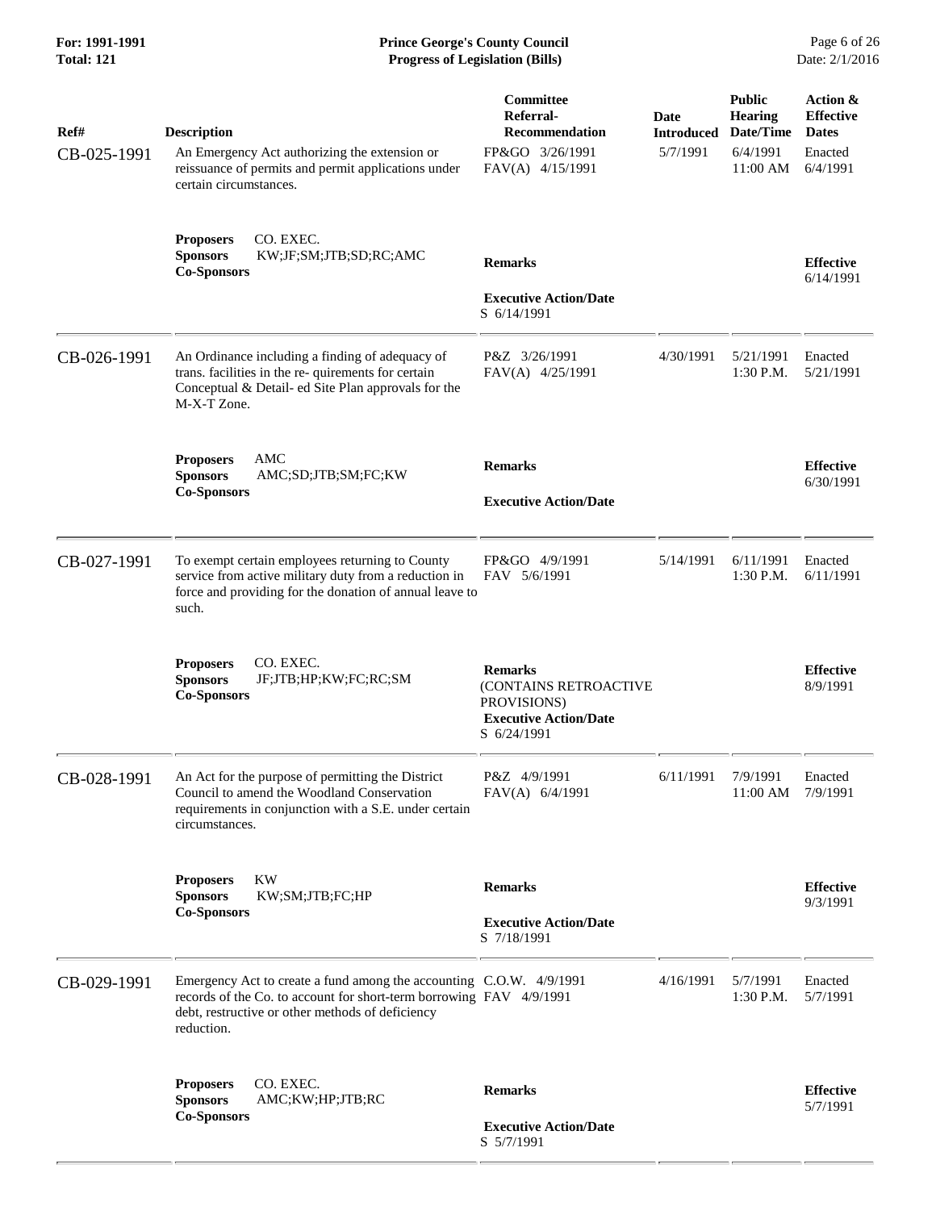| Ref# | Description | Committee Referral-Recommendation | Date Introduced | Public Hearing Date/Time | Action & Effective Dates |
|---|---|---|---|---|---|
| CB-025-1991 | An Emergency Act authorizing the extension or reissuance of permits and permit applications under certain circumstances. | FP&GO 3/26/1991<br>FAV(A) 4/15/1991 | 5/7/1991 | 6/4/1991<br>11:00 AM | Enacted<br>6/4/1991 |
| | **Proposers** CO. EXEC.<br>**Sponsors** KW;JF;SM;JTB;SD;RC;AMC<br>**Co-Sponsors** | **Remarks**<br><br>**Executive Action/Date**<br>S 6/14/1991 | | | **Effective**<br>6/14/1991 |
| CB-026-1991 | An Ordinance including a finding of adequacy of trans. facilities in the re- quirements for certain Conceptual & Detail- ed Site Plan approvals for the M-X-T Zone. | P&Z 3/26/1991<br>FAV(A) 4/25/1991 | 4/30/1991 | 5/21/1991<br>1:30 P.M. | Enacted<br>5/21/1991 |
| | **Proposers** AMC<br>**Sponsors** AMC;SD;JTB;SM;FC;KW<br>**Co-Sponsors** | **Remarks**<br><br>**Executive Action/Date** | | | **Effective**<br>6/30/1991 |
| CB-027-1991 | To exempt certain employees returning to County service from active military duty from a reduction in force and providing for the donation of annual leave to such. | FP&GO 4/9/1991<br>FAV 5/6/1991 | 5/14/1991 | 6/11/1991<br>1:30 P.M. | Enacted<br>6/11/1991 |
| | **Proposers** CO. EXEC.<br>**Sponsors** JF;JTB;HP;KW;FC;RC;SM<br>**Co-Sponsors** | **Remarks**<br>(CONTAINS RETROACTIVE PROVISIONS)<br>**Executive Action/Date**<br>S 6/24/1991 | | | **Effective**<br>8/9/1991 |
| CB-028-1991 | An Act for the purpose of permitting the District Council to amend the Woodland Conservation requirements in conjunction with a S.E. under certain circumstances. | P&Z 4/9/1991<br>FAV(A) 6/4/1991 | 6/11/1991 | 7/9/1991<br>11:00 AM | Enacted<br>7/9/1991 |
| | **Proposers** KW<br>**Sponsors** KW;SM;JTB;FC;HP<br>**Co-Sponsors** | **Remarks**<br><br>**Executive Action/Date**<br>S 7/18/1991 | | | **Effective**<br>9/3/1991 |
| CB-029-1991 | Emergency Act to create a fund among the accounting records of the Co. to account for short-term borrowing debt, restructive or other methods of deficiency reduction. | C.O.W. 4/9/1991<br>FAV 4/9/1991 | 4/16/1991 | 5/7/1991<br>1:30 P.M. | Enacted<br>5/7/1991 |
| | **Proposers** CO. EXEC.<br>**Sponsors** AMC;KW;HP;JTB;RC<br>**Co-Sponsors** | **Remarks**<br><br>**Executive Action/Date**<br>S 5/7/1991 | | | **Effective**<br>5/7/1991 |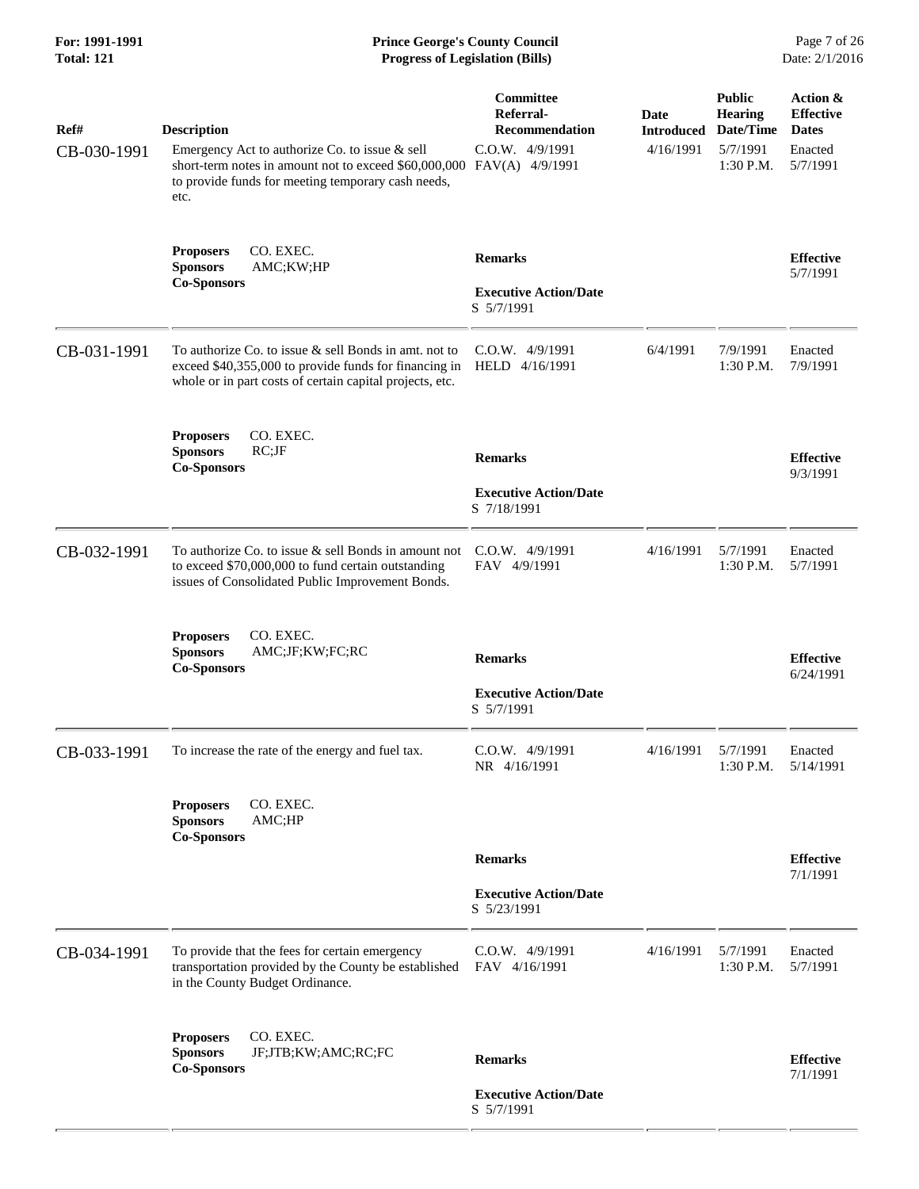| Ref# | Description | Committee Referral-Recommendation | Date Introduced | Public Hearing Date/Time | Action & Effective Dates |
|---|---|---|---|---|---|
| CB-030-1991 | Emergency Act to authorize Co. to issue & sell short-term notes in amount not to exceed $60,000,000 to provide funds for meeting temporary cash needs, etc. | C.O.W. 4/9/1991<br>FAV(A) 4/9/1991 | 4/16/1991 | 5/7/1991<br>1:30 P.M. | Enacted<br>5/7/1991 |
| | **Proposers** CO. EXEC.<br>**Sponsors** AMC;KW;HP<br>**Co-Sponsors** | **Remarks**<br><br>**Executive Action/Date**<br>S 5/7/1991 | | | **Effective**<br>5/7/1991 |
| CB-031-1991 | To authorize Co. to issue & sell Bonds in amt. not to exceed $40,355,000 to provide funds for financing in whole or in part costs of certain capital projects, etc. | C.O.W. 4/9/1991<br>HELD 4/16/1991 | 6/4/1991 | 7/9/1991<br>1:30 P.M. | Enacted<br>7/9/1991 |
| | **Proposers** CO. EXEC.<br>**Sponsors** RC;JF<br>**Co-Sponsors** | **Remarks**<br><br>**Executive Action/Date**<br>S 7/18/1991 | | | **Effective**<br>9/3/1991 |
| CB-032-1991 | To authorize Co. to issue & sell Bonds in amount not to exceed $70,000,000 to fund certain outstanding issues of Consolidated Public Improvement Bonds. | C.O.W. 4/9/1991<br>FAV 4/9/1991 | 4/16/1991 | 5/7/1991<br>1:30 P.M. | Enacted<br>5/7/1991 |
| | **Proposers** CO. EXEC.<br>**Sponsors** AMC;JF;KW;FC;RC<br>**Co-Sponsors** | **Remarks**<br><br>**Executive Action/Date**<br>S 5/7/1991 | | | **Effective**<br>6/24/1991 |
| CB-033-1991 | To increase the rate of the energy and fuel tax. | C.O.W. 4/9/1991<br>NR 4/16/1991 | 4/16/1991 | 5/7/1991<br>1:30 P.M. | Enacted<br>5/14/1991 |
| | **Proposers** CO. EXEC.<br>**Sponsors** AMC;HP<br>**Co-Sponsors** | **Remarks**<br><br>**Executive Action/Date**<br>S 5/23/1991 | | | **Effective**<br>7/1/1991 |
| CB-034-1991 | To provide that the fees for certain emergency transportation provided by the County be established in the County Budget Ordinance. | C.O.W. 4/9/1991<br>FAV 4/16/1991 | 4/16/1991 | 5/7/1991<br>1:30 P.M. | Enacted<br>5/7/1991 |
| | **Proposers** CO. EXEC.<br>**Sponsors** JF;JTB;KW;AMC;RC;FC<br>**Co-Sponsors** | **Remarks**<br><br>**Executive Action/Date**<br>S 5/7/1991 | | | **Effective**<br>7/1/1991 |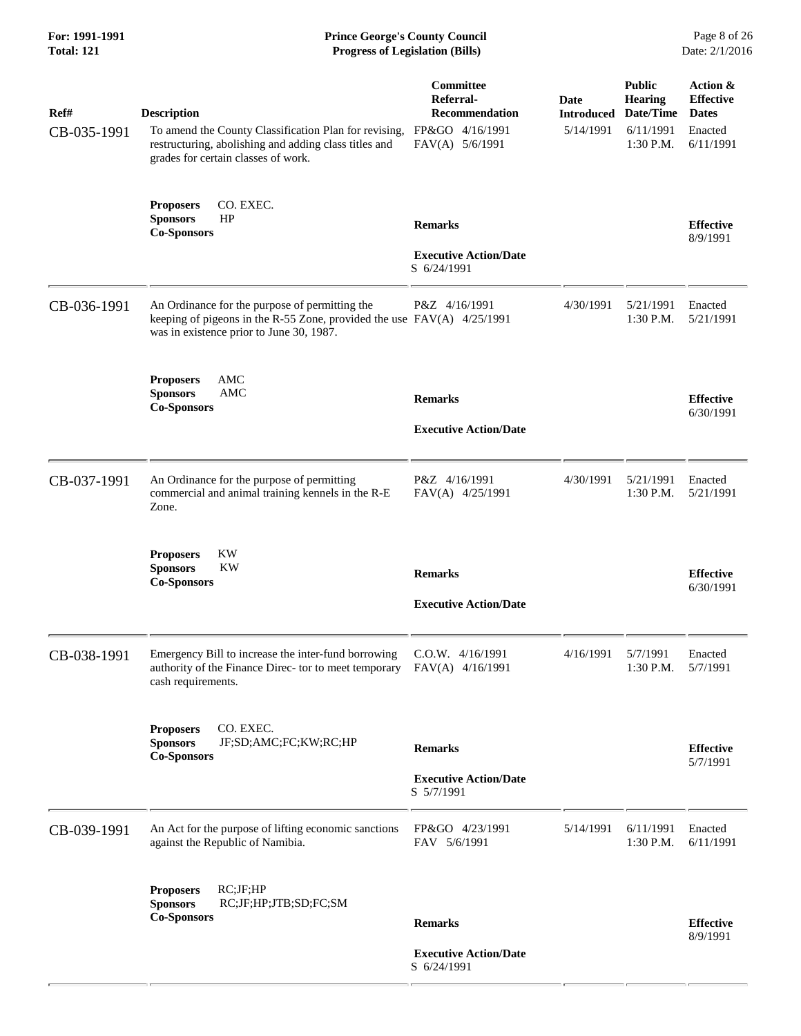| Ref# | Description | Committee Referral-Recommendation | Date Introduced | Public Hearing Date/Time | Action & Effective Dates |
|---|---|---|---|---|---|
| CB-035-1991 | To amend the County Classification Plan for revising, restructuring, abolishing and adding class titles and grades for certain classes of work. | FP&GO 4/16/1991<br>FAV(A) 5/6/1991 | 5/14/1991 | 6/11/1991<br>1:30 P.M. | Enacted<br>6/11/1991 |
| | **Proposers** CO. EXEC.<br>**Sponsors** HP<br>**Co-Sponsors** | **Remarks**<br><br>**Executive Action/Date**<br>S 6/24/1991 | | | **Effective**<br>8/9/1991 |
| CB-036-1991 | An Ordinance for the purpose of permitting the keeping of pigeons in the R-55 Zone, provided the use was in existence prior to June 30, 1987. | P&Z 4/16/1991<br>FAV(A) 4/25/1991 | 4/30/1991 | 5/21/1991<br>1:30 P.M. | Enacted<br>5/21/1991 |
| | **Proposers** AMC<br>**Sponsors** AMC<br>**Co-Sponsors** | **Remarks**<br><br>**Executive Action/Date** | | | **Effective**<br>6/30/1991 |
| CB-037-1991 | An Ordinance for the purpose of permitting commercial and animal training kennels in the R-E Zone. | P&Z 4/16/1991<br>FAV(A) 4/25/1991 | 4/30/1991 | 5/21/1991<br>1:30 P.M. | Enacted<br>5/21/1991 |
| | **Proposers** KW<br>**Sponsors** KW<br>**Co-Sponsors** | **Remarks**<br><br>**Executive Action/Date** | | | **Effective**<br>6/30/1991 |
| CB-038-1991 | Emergency Bill to increase the inter-fund borrowing authority of the Finance Direc- tor to meet temporary cash requirements. | C.O.W. 4/16/1991<br>FAV(A) 4/16/1991 | 4/16/1991 | 5/7/1991<br>1:30 P.M. | Enacted<br>5/7/1991 |
| | **Proposers** CO. EXEC.<br>**Sponsors** JF;SD;AMC;FC;KW;RC;HP<br>**Co-Sponsors** | **Remarks**<br><br>**Executive Action/Date**<br>S 5/7/1991 | | | **Effective**<br>5/7/1991 |
| CB-039-1991 | An Act for the purpose of lifting economic sanctions against the Republic of Namibia. | FP&GO 4/23/1991<br>FAV 5/6/1991 | 5/14/1991 | 6/11/1991<br>1:30 P.M. | Enacted<br>6/11/1991 |
| | **Proposers** RC;JF;HP<br>**Sponsors** RC;JF;HP;JTB;SD;FC;SM<br>**Co-Sponsors** | **Remarks**<br><br>**Executive Action/Date**<br>S 6/24/1991 | | | **Effective**<br>8/9/1991 |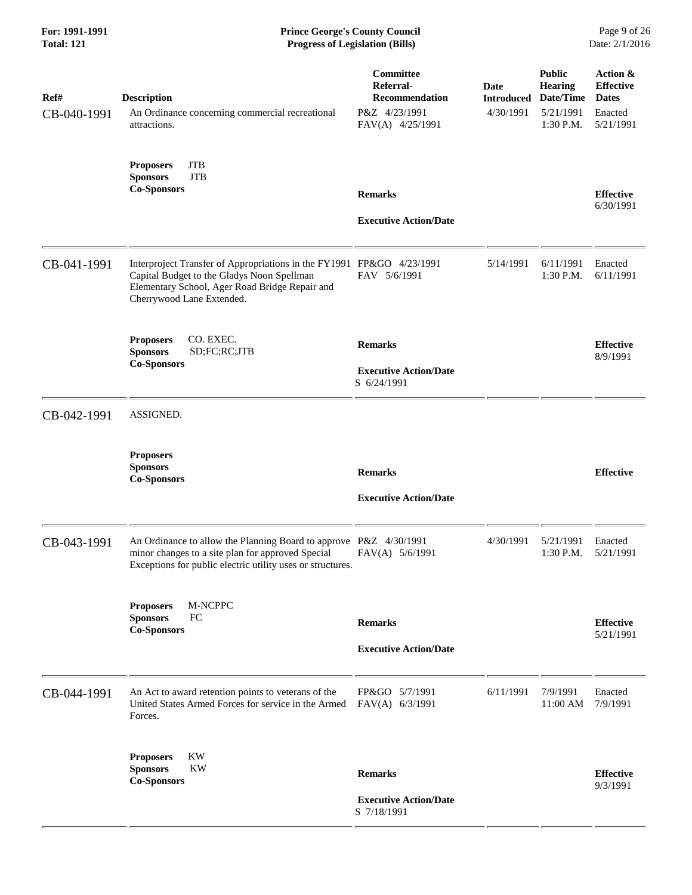| Ref# | Description | Committee Referral-Recommendation | Date Introduced | Public Hearing Date/Time | Action & Effective Dates |
|---|---|---|---|---|---|
| CB-040-1991 | An Ordinance concerning commercial recreational attractions. | P&Z 4/23/1991<br>FAV(A) 4/25/1991 | 4/30/1991 | 5/21/1991<br>1:30 P.M. | Enacted<br>5/21/1991 |
| | **Proposers** JTB<br>**Sponsors** JTB<br>**Co-Sponsors** | **Remarks**<br><br>**Executive Action/Date** | | | **Effective**<br>6/30/1991 |
| CB-041-1991 | Interproject Transfer of Appropriations in the FY1991 Capital Budget to the Gladys Noon Spellman Elementary School, Ager Road Bridge Repair and Cherrywood Lane Extended. | FP&GO 4/23/1991<br>FAV 5/6/1991 | 5/14/1991 | 6/11/1991<br>1:30 P.M. | Enacted<br>6/11/1991 |
| | **Proposers** CO. EXEC.<br>**Sponsors** SD;FC;RC;JTB<br>**Co-Sponsors** | **Remarks**<br><br>**Executive Action/Date**<br>S 6/24/1991 | | | **Effective**<br>8/9/1991 |
| CB-042-1991 | ASSIGNED. | | | | |
| | **Proposers**<br>**Sponsors**<br>**Co-Sponsors** | **Remarks**<br><br>**Executive Action/Date** | | | **Effective** |
| CB-043-1991 | An Ordinance to allow the Planning Board to approve minor changes to a site plan for approved Special Exceptions for public electric utility uses or structures. | P&Z 4/30/1991<br>FAV(A) 5/6/1991 | 4/30/1991 | 5/21/1991<br>1:30 P.M. | Enacted<br>5/21/1991 |
| | **Proposers** M-NCPPC<br>**Sponsors** FC<br>**Co-Sponsors** | **Remarks**<br><br>**Executive Action/Date** | | | **Effective**<br>5/21/1991 |
| CB-044-1991 | An Act to award retention points to veterans of the United States Armed Forces for service in the Armed Forces. | FP&GO 5/7/1991<br>FAV(A) 6/3/1991 | 6/11/1991 | 7/9/1991<br>11:00 AM | Enacted<br>7/9/1991 |
| | **Proposers** KW<br>**Sponsors** KW<br>**Co-Sponsors** | **Remarks**<br><br>**Executive Action/Date**<br>S 7/18/1991 | | | **Effective**<br>9/3/1991 |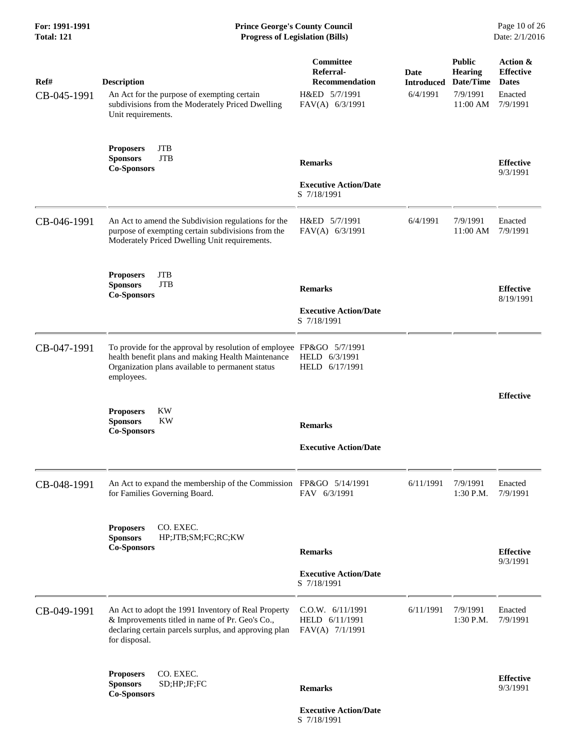**Prince George's County Council**
**Progress of Legislation (Bills)**

**For: 1991-1991**
**Total: 121**

| Ref# | Description | Committee Referral-Recommendation | Date Introduced | Public Hearing Date/Time | Action & Effective Dates |
|---|---|---|---|---|---|
| CB-045-1991 | An Act for the purpose of exempting certain subdivisions from the Moderately Priced Dwelling Unit requirements. | H&ED 5/7/1991<br>FAV(A) 6/3/1991 | 6/4/1991 | 7/9/1991<br>11:00 AM | Enacted<br>7/9/1991 |
| | **Proposers** JTB<br>**Sponsors** JTB<br>**Co-Sponsors** | **Remarks**<br><br>**Executive Action/Date**<br>S 7/18/1991 | | | **Effective**<br>9/3/1991 |
| CB-046-1991 | An Act to amend the Subdivision regulations for the purpose of exempting certain subdivisions from the Moderately Priced Dwelling Unit requirements. | H&ED 5/7/1991<br>FAV(A) 6/3/1991 | 6/4/1991 | 7/9/1991<br>11:00 AM | Enacted<br>7/9/1991 |
| | **Proposers** JTB<br>**Sponsors** JTB<br>**Co-Sponsors** | **Remarks**<br><br>**Executive Action/Date**<br>S 7/18/1991 | | | **Effective**<br>8/19/1991 |
| CB-047-1991 | To provide for the approval by resolution of employee health benefit plans and making Health Maintenance Organization plans available to permanent status employees. | FP&GO 5/7/1991<br>HELD 6/3/1991<br>HELD 6/17/1991 | | | |
| | **Proposers** KW<br>**Sponsors** KW<br>**Co-Sponsors** | **Remarks**<br><br>**Executive Action/Date** | | | **Effective** |
| CB-048-1991 | An Act to expand the membership of the Commission for Families Governing Board. | FP&GO 5/14/1991<br>FAV 6/3/1991 | 6/11/1991 | 7/9/1991<br>1:30 P.M. | Enacted<br>7/9/1991 |
| | **Proposers** CO. EXEC.<br>**Sponsors** HP;JTB;SM;FC;RC;KW<br>**Co-Sponsors** | **Remarks**<br><br>**Executive Action/Date**<br>S 7/18/1991 | | | **Effective**<br>9/3/1991 |
| CB-049-1991 | An Act to adopt the 1991 Inventory of Real Property & Improvements titled in name of Pr. Geo's Co., declaring certain parcels surplus, and approving plan for disposal. | C.O.W. 6/11/1991<br>HELD 6/11/1991<br>FAV(A) 7/1/1991 | 6/11/1991 | 7/9/1991<br>1:30 P.M. | Enacted<br>7/9/1991 |
| | **Proposers** CO. EXEC.<br>**Sponsors** SD;HP;JF;FC<br>**Co-Sponsors** | **Remarks**<br><br>**Executive Action/Date**<br>S 7/18/1991 | | | **Effective**<br>9/3/1991 |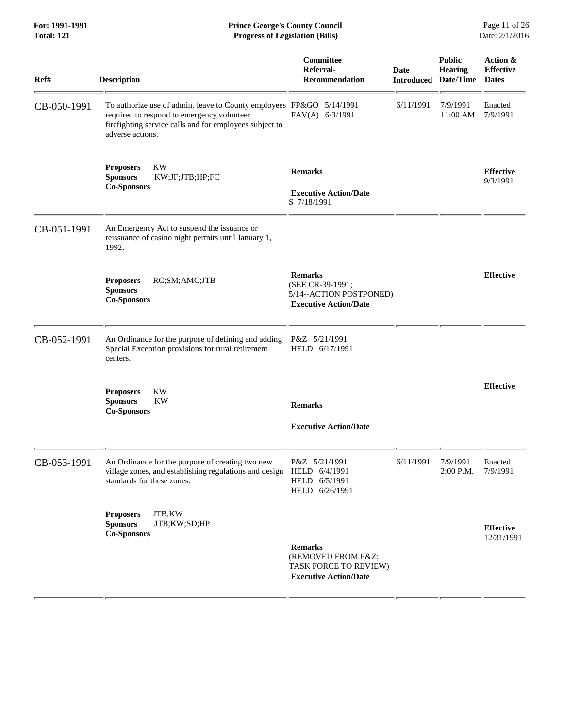| Ref# | Description | Committee Referral-Recommendation | Date Introduced | Public Hearing Date/Time | Action & Effective Dates |
|---|---|---|---|---|---|
| CB-050-1991 | To authorize use of admin. leave to County employees required to respond to emergency volunteer firefighting service calls and for employees subject to adverse actions. | FP&GO 5/14/1991<br>FAV(A) 6/3/1991 | 6/11/1991 | 7/9/1991<br>11:00 AM | Enacted<br>7/9/1991 |
| | **Proposers** KW<br>**Sponsors** KW;JF;JTB;HP;FC<br>**Co-Sponsors** | **Remarks**<br><br>**Executive Action/Date**<br>S 7/18/1991 | | | **Effective**<br>9/3/1991 |
| CB-051-1991 | An Emergency Act to suspend the issuance or reissuance of casino night permits until January 1, 1992. | | | | |
| | **Proposers** RC;SM;AMC;JTB<br>**Sponsors**<br>**Co-Sponsors** | **Remarks**<br>(SEE CR-39-1991;<br>5/14--ACTION POSTPONED)<br>**Executive Action/Date** | | | **Effective** |
| CB-052-1991 | An Ordinance for the purpose of defining and adding Special Exception provisions for rural retirement centers. | P&Z 5/21/1991<br>HELD 6/17/1991 | | | |
| | **Proposers** KW<br>**Sponsors** KW<br>**Co-Sponsors** | **Remarks**<br><br>**Executive Action/Date** | | | **Effective** |
| CB-053-1991 | An Ordinance for the purpose of creating two new village zones, and establishing regulations and design standards for these zones. | P&Z 5/21/1991<br>HELD 6/4/1991<br>HELD 6/5/1991<br>HELD 6/26/1991 | 6/11/1991 | 7/9/1991<br>2:00 P.M. | Enacted<br>7/9/1991 |
| | **Proposers** JTB;KW<br>**Sponsors** JTB;KW;SD;HP<br>**Co-Sponsors** | **Remarks**<br>(REMOVED FROM P&Z;<br>TASK FORCE TO REVIEW)<br>**Executive Action/Date** | | | **Effective**<br>12/31/1991 |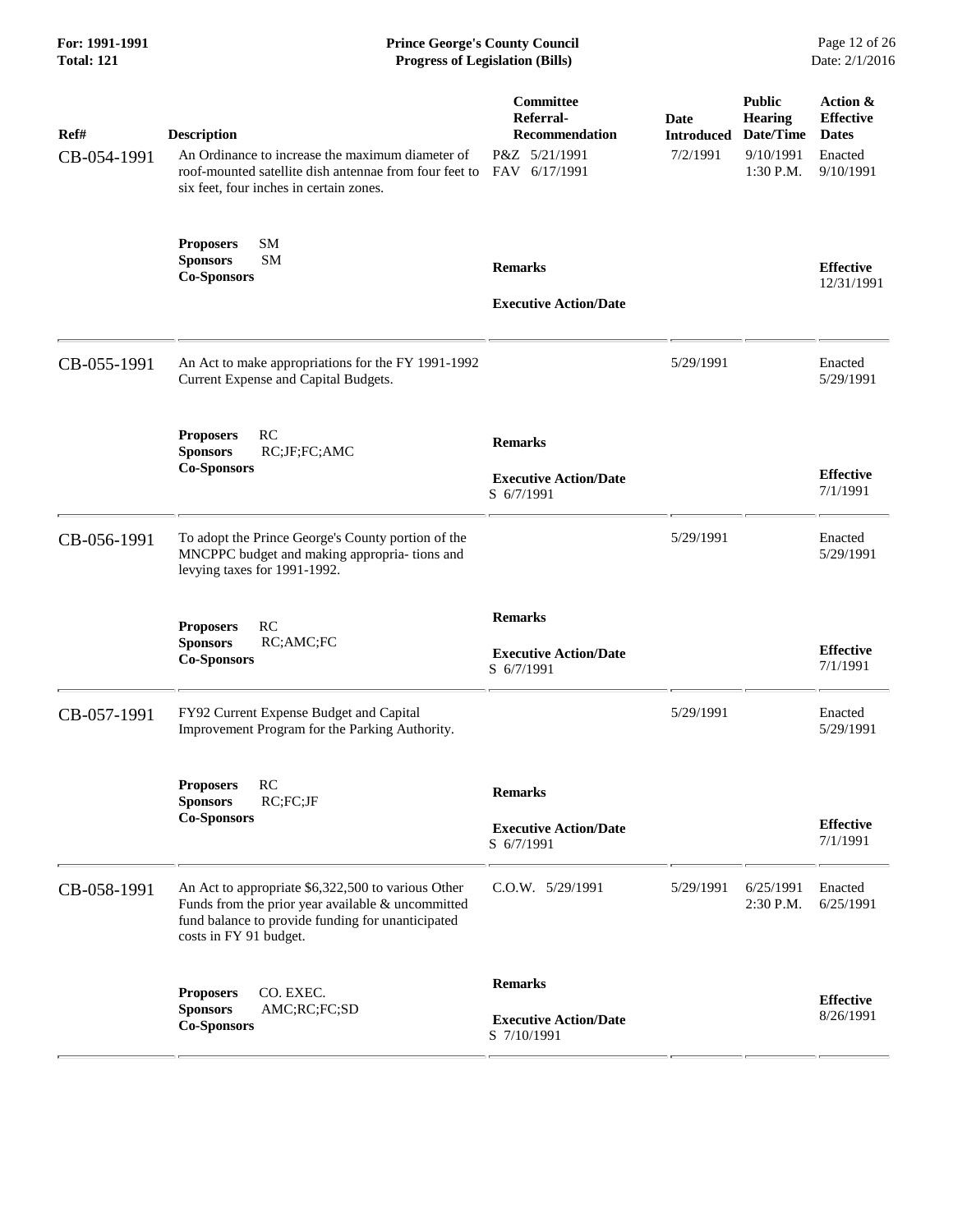| Ref# | Description | Committee Referral-Recommendation | Date Introduced | Public Hearing Date/Time | Action & Effective Dates |
|---|---|---|---|---|---|
| CB-054-1991 | An Ordinance to increase the maximum diameter of roof-mounted satellite dish antennae from four feet to six feet, four inches in certain zones. | P&Z 5/21/1991<br>FAV 6/17/1991 | 7/2/1991 | 9/10/1991<br>1:30 P.M. | Enacted<br>9/10/1991 |
| | **Proposers** SM<br>**Sponsors** SM<br>**Co-Sponsors** | **Remarks**<br><br>**Executive Action/Date** | | | **Effective**<br>12/31/1991 |
| CB-055-1991 | An Act to make appropriations for the FY 1991-1992 Current Expense and Capital Budgets. | | 5/29/1991 | | Enacted<br>5/29/1991 |
| | **Proposers** RC<br>**Sponsors** RC;JF;FC;AMC<br>**Co-Sponsors** | **Remarks**<br><br>**Executive Action/Date**<br>S 6/7/1991 | | | **Effective**<br>7/1/1991 |
| CB-056-1991 | To adopt the Prince George's County portion of the MNCPPC budget and making appropria- tions and levying taxes for 1991-1992. | | 5/29/1991 | | Enacted<br>5/29/1991 |
| | **Proposers** RC<br>**Sponsors** RC;AMC;FC<br>**Co-Sponsors** | **Remarks**<br><br>**Executive Action/Date**<br>S 6/7/1991 | | | **Effective**<br>7/1/1991 |
| CB-057-1991 | FY92 Current Expense Budget and Capital Improvement Program for the Parking Authority. | | 5/29/1991 | | Enacted<br>5/29/1991 |
| | **Proposers** RC<br>**Sponsors** RC;FC;JF<br>**Co-Sponsors** | **Remarks**<br><br>**Executive Action/Date**<br>S 6/7/1991 | | | **Effective**<br>7/1/1991 |
| CB-058-1991 | An Act to appropriate $6,322,500 to various Other Funds from the prior year available & uncommitted fund balance to provide funding for unanticipated costs in FY 91 budget. | C.O.W. 5/29/1991 | 5/29/1991 | 6/25/1991<br>2:30 P.M. | Enacted<br>6/25/1991 |
| | **Proposers** CO. EXEC.<br>**Sponsors** AMC;RC;FC;SD<br>**Co-Sponsors** | **Remarks**<br><br>**Executive Action/Date**<br>S 7/10/1991 | | | **Effective**<br>8/26/1991 |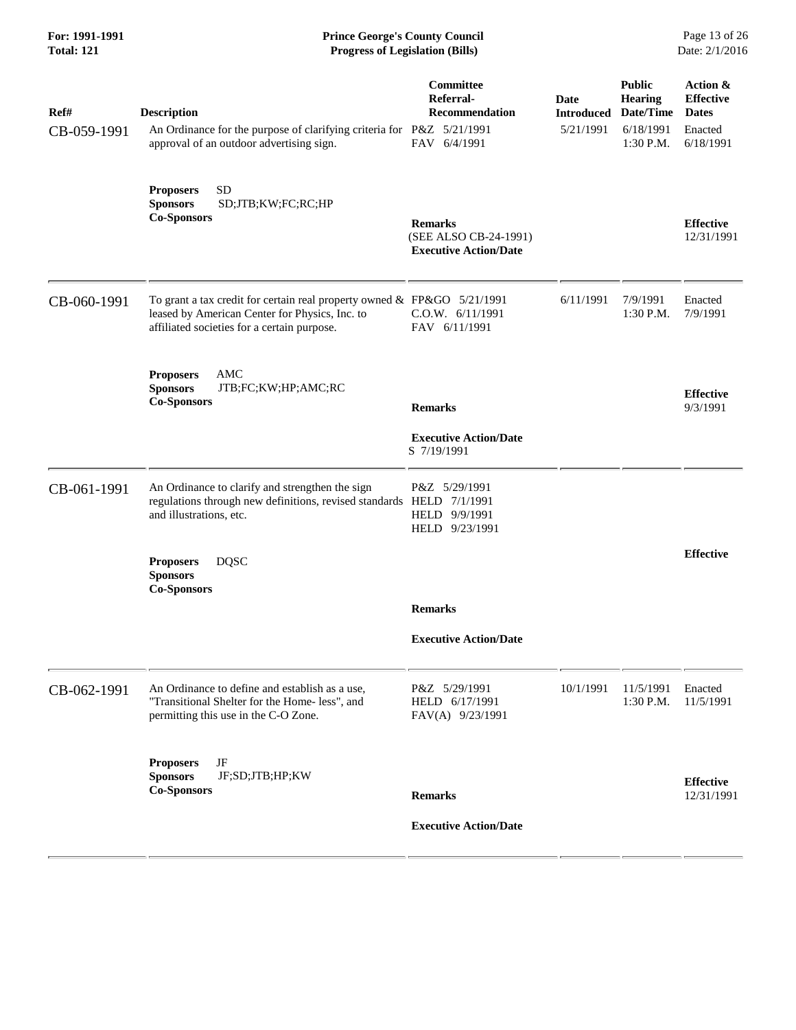| Ref# | Description | Committee Referral-Recommendation | Date Introduced | Public Hearing Date/Time | Action & Effective Dates |
|---|---|---|---|---|---|
| CB-059-1991 | An Ordinance for the purpose of clarifying criteria for approval of an outdoor advertising sign. | P&Z 5/21/1991<br>FAV 6/4/1991 | 5/21/1991 | 6/18/1991<br>1:30 P.M. | Enacted<br>6/18/1991 |
| | **Proposers** SD<br>**Sponsors** SD;JTB;KW;FC;RC;HP<br>**Co-Sponsors** | **Remarks**<br>(SEE ALSO CB-24-1991)<br>**Executive Action/Date** | | | **Effective**<br>12/31/1991 |
| CB-060-1991 | To grant a tax credit for certain real property owned & leased by American Center for Physics, Inc. to affiliated societies for a certain purpose. | FP&GO 5/21/1991<br>C.O.W. 6/11/1991<br>FAV 6/11/1991 | 6/11/1991 | 7/9/1991<br>1:30 P.M. | Enacted<br>7/9/1991 |
| | **Proposers** AMC<br>**Sponsors** JTB;FC;KW;HP;AMC;RC<br>**Co-Sponsors** | **Remarks**<br>**Executive Action/Date**<br>S 7/19/1991 | | | **Effective**<br>9/3/1991 |
| CB-061-1991 | An Ordinance to clarify and strengthen the sign regulations through new definitions, revised standards and illustrations, etc. | P&Z 5/29/1991<br>HELD 7/1/1991<br>HELD 9/9/1991<br>HELD 9/23/1991 | | | |
| | **Proposers** DQSC<br>**Sponsors**<br>**Co-Sponsors** | **Remarks**<br>**Executive Action/Date** | | | **Effective** |
| CB-062-1991 | An Ordinance to define and establish as a use, "Transitional Shelter for the Home- less", and permitting this use in the C-O Zone. | P&Z 5/29/1991<br>HELD 6/17/1991<br>FAV(A) 9/23/1991 | 10/1/1991 | 11/5/1991<br>1:30 P.M. | Enacted<br>11/5/1991 |
| | **Proposers** JF<br>**Sponsors** JF;SD;JTB;HP;KW<br>**Co-Sponsors** | **Remarks**<br>**Executive Action/Date** | | | **Effective**<br>12/31/1991 |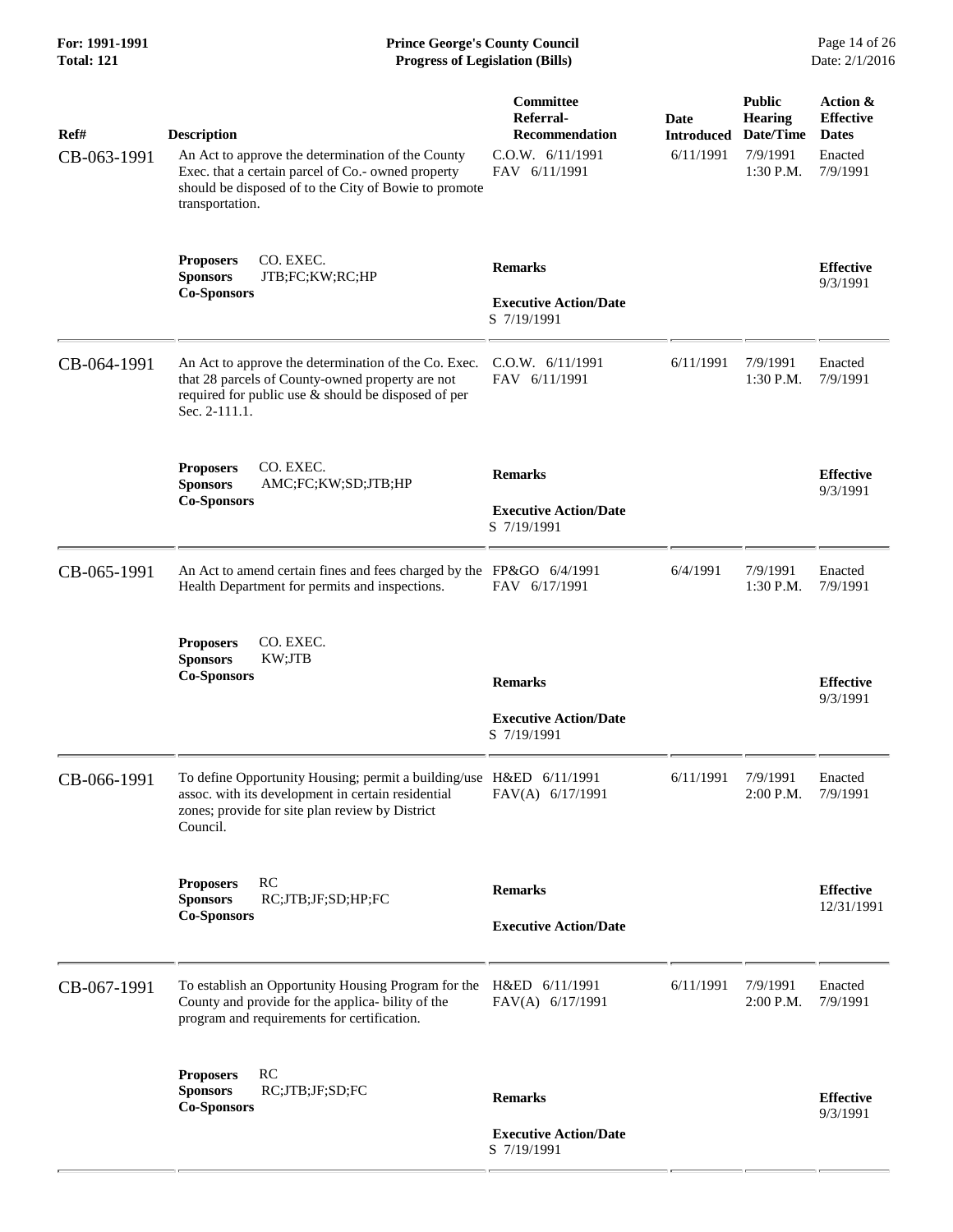| Ref# | Description | Committee Referral-Recommendation | Date Introduced | Public Hearing Date/Time | Action & Effective Dates |
|---|---|---|---|---|---|
| CB-063-1991 | An Act to approve the determination of the County Exec. that a certain parcel of Co.- owned property should be disposed of to the City of Bowie to promote transportation. | C.O.W. 6/11/1991<br>FAV 6/11/1991 | 6/11/1991 | 7/9/1991<br>1:30 P.M. | Enacted<br>7/9/1991 |
| | **Proposers** CO. EXEC.<br>**Sponsors** JTB;FC;KW;RC;HP<br>**Co-Sponsors** | **Remarks**<br><br>**Executive Action/Date**<br>S 7/19/1991 | | | **Effective**<br>9/3/1991 |
| CB-064-1991 | An Act to approve the determination of the Co. Exec. that 28 parcels of County-owned property are not required for public use & should be disposed of per Sec. 2-111.1. | C.O.W. 6/11/1991<br>FAV 6/11/1991 | 6/11/1991 | 7/9/1991<br>1:30 P.M. | Enacted<br>7/9/1991 |
| | **Proposers** CO. EXEC.<br>**Sponsors** AMC;FC;KW;SD;JTB;HP<br>**Co-Sponsors** | **Remarks**<br><br>**Executive Action/Date**<br>S 7/19/1991 | | | **Effective**<br>9/3/1991 |
| CB-065-1991 | An Act to amend certain fines and fees charged by the Health Department for permits and inspections. | FP&GO 6/4/1991<br>FAV 6/17/1991 | 6/4/1991 | 7/9/1991<br>1:30 P.M. | Enacted<br>7/9/1991 |
| | **Proposers** CO. EXEC.<br>**Sponsors** KW;JTB<br>**Co-Sponsors** | **Remarks**<br><br>**Executive Action/Date**<br>S 7/19/1991 | | | **Effective**<br>9/3/1991 |
| CB-066-1991 | To define Opportunity Housing; permit a building/use assoc. with its development in certain residential zones; provide for site plan review by District Council. | H&ED 6/11/1991<br>FAV(A) 6/17/1991 | 6/11/1991 | 7/9/1991<br>2:00 P.M. | Enacted<br>7/9/1991 |
| | **Proposers** RC<br>**Sponsors** RC;JTB;JF;SD;HP;FC<br>**Co-Sponsors** | **Remarks**<br><br>**Executive Action/Date** | | | **Effective**<br>12/31/1991 |
| CB-067-1991 | To establish an Opportunity Housing Program for the County and provide for the applica- bility of the program and requirements for certification. | H&ED 6/11/1991<br>FAV(A) 6/17/1991 | 6/11/1991 | 7/9/1991<br>2:00 P.M. | Enacted<br>7/9/1991 |
| | **Proposers** RC<br>**Sponsors** RC;JTB;JF;SD;FC<br>**Co-Sponsors** | **Remarks**<br><br>**Executive Action/Date**<br>S 7/19/1991 | | | **Effective**<br>9/3/1991 |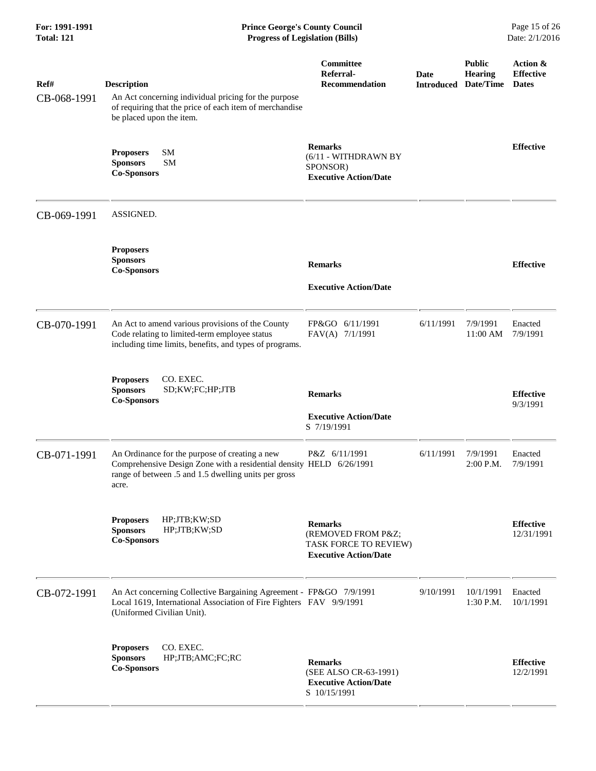| Ref# | Description | Committee Referral-Recommendation | Date Introduced | Public Hearing Date/Time | Action & Effective Dates |
|---|---|---|---|---|---|
| CB-068-1991 | An Act concerning individual pricing for the purpose of requiring that the price of each item of merchandise be placed upon the item. | | | | |
| | **Proposers** SM<br>**Sponsors** SM<br>**Co-Sponsors** | **Remarks**<br>(6/11 - WITHDRAWN BY SPONSOR)<br>**Executive Action/Date** | | | **Effective** |
| CB-069-1991 | ASSIGNED. | | | | |
| | **Proposers**<br>**Sponsors**<br>**Co-Sponsors** | **Remarks**<br>**Executive Action/Date** | | | **Effective** |
| CB-070-1991 | An Act to amend various provisions of the County Code relating to limited-term employee status including time limits, benefits, and types of programs. | FP&GO 6/11/1991<br>FAV(A) 7/1/1991 | 6/11/1991 | 7/9/1991<br>11:00 AM | Enacted<br>7/9/1991 |
| | **Proposers** CO. EXEC.<br>**Sponsors** SD;KW;FC;HP;JTB<br>**Co-Sponsors** | **Remarks**<br>**Executive Action/Date**<br>S 7/19/1991 | | | **Effective**<br>9/3/1991 |
| CB-071-1991 | An Ordinance for the purpose of creating a new Comprehensive Design Zone with a residential density range of between .5 and 1.5 dwelling units per gross acre. | P&Z 6/11/1991<br>HELD 6/26/1991 | 6/11/1991 | 7/9/1991<br>2:00 P.M. | Enacted<br>7/9/1991 |
| | **Proposers** HP;JTB;KW;SD<br>**Sponsors** HP;JTB;KW;SD<br>**Co-Sponsors** | **Remarks**<br>(REMOVED FROM P&Z; TASK FORCE TO REVIEW)<br>**Executive Action/Date** | | | **Effective**<br>12/31/1991 |
| CB-072-1991 | An Act concerning Collective Bargaining Agreement - Local 1619, International Association of Fire Fighters (Uniformed Civilian Unit). | FP&GO 7/9/1991<br>FAV 9/9/1991 | 9/10/1991 | 10/1/1991<br>1:30 P.M. | Enacted<br>10/1/1991 |
| | **Proposers** CO. EXEC.<br>**Sponsors** HP;JTB;AMC;FC;RC<br>**Co-Sponsors** | **Remarks**<br>(SEE ALSO CR-63-1991)<br>**Executive Action/Date**<br>S 10/15/1991 | | | **Effective**<br>12/2/1991 |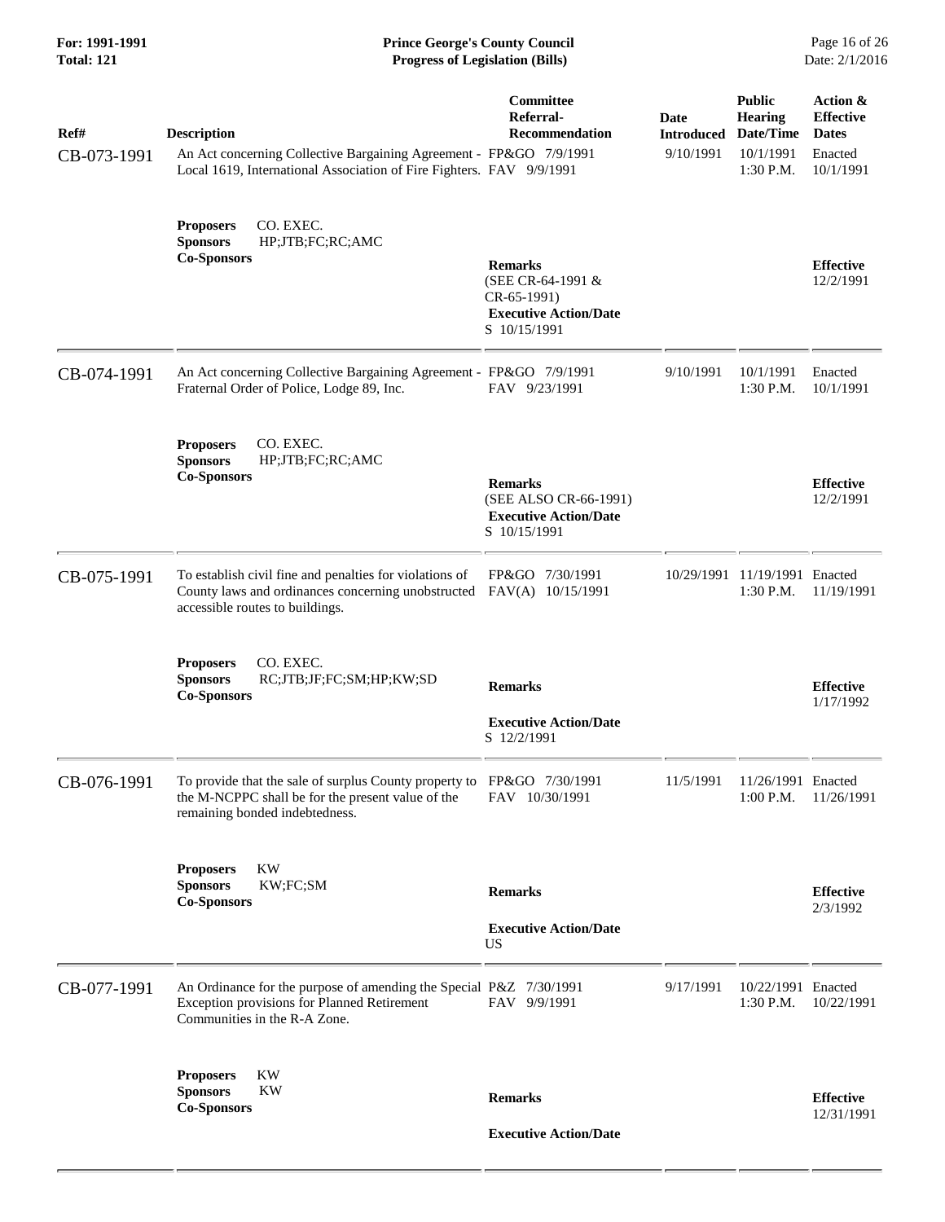| Ref# | Description | Committee Referral-Recommendation | Date Introduced | Public Hearing Date/Time | Action & Effective Dates |
|---|---|---|---|---|---|
| CB-073-1991 | An Act concerning Collective Bargaining Agreement - Local 1619, International Association of Fire Fighters. | FP&GO 7/9/1991 FAV 9/9/1991 | 9/10/1991 | 10/1/1991 1:30 P.M. | Enacted 10/1/1991 |
| | **Proposers** CO. EXEC. **Sponsors** HP;JTB;FC;RC;AMC **Co-Sponsors** | **Remarks** (SEE CR-64-1991 & CR-65-1991) **Executive Action/Date** S 10/15/1991 | | | **Effective** 12/2/1991 |
| CB-074-1991 | An Act concerning Collective Bargaining Agreement - Fraternal Order of Police, Lodge 89, Inc. | FP&GO 7/9/1991 FAV 9/23/1991 | 9/10/1991 | 10/1/1991 1:30 P.M. | Enacted 10/1/1991 |
| | **Proposers** CO. EXEC. **Sponsors** HP;JTB;FC;RC;AMC **Co-Sponsors** | **Remarks** (SEE ALSO CR-66-1991) **Executive Action/Date** S 10/15/1991 | | | **Effective** 12/2/1991 |
| CB-075-1991 | To establish civil fine and penalties for violations of County laws and ordinances concerning unobstructed accessible routes to buildings. | FP&GO 7/30/1991 FAV(A) 10/15/1991 | 10/29/1991 | 11/19/1991 1:30 P.M. | Enacted 11/19/1991 |
| | **Proposers** CO. EXEC. **Sponsors** RC;JTB;JF;FC;SM;HP;KW;SD **Co-Sponsors** | **Remarks** **Executive Action/Date** S 12/2/1991 | | | **Effective** 1/17/1992 |
| CB-076-1991 | To provide that the sale of surplus County property to the M-NCPPC shall be for the present value of the remaining bonded indebtedness. | FP&GO 7/30/1991 FAV 10/30/1991 | 11/5/1991 | 11/26/1991 1:00 P.M. | Enacted 11/26/1991 |
| | **Proposers** KW **Sponsors** KW;FC;SM **Co-Sponsors** | **Remarks** **Executive Action/Date** US | | | **Effective** 2/3/1992 |
| CB-077-1991 | An Ordinance for the purpose of amending the Special Exception provisions for Planned Retirement Communities in the R-A Zone. | P&Z 7/30/1991 FAV 9/9/1991 | 9/17/1991 | 10/22/1991 1:30 P.M. | Enacted 10/22/1991 |
| | **Proposers** KW **Sponsors** KW **Co-Sponsors** | **Remarks** **Executive Action/Date** | | | **Effective** 12/31/1991 |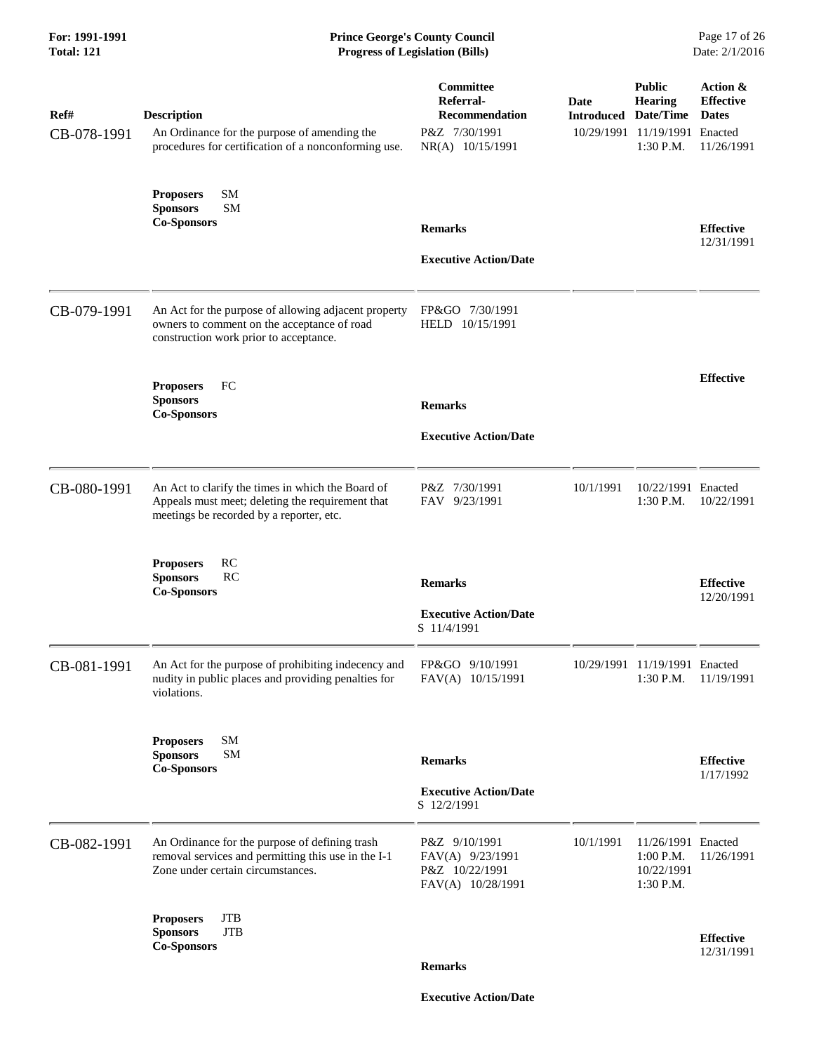| Ref# | Description | Committee Referral-Recommendation | Date Introduced | Public Hearing Date/Time | Action & Effective Dates |
|---|---|---|---|---|---|
| CB-078-1991 | An Ordinance for the purpose of amending the procedures for certification of a nonconforming use. | P&Z 7/30/1991<br>NR(A) 10/15/1991 | 10/29/1991 | 11/19/1991<br>1:30 P.M. | Enacted<br>11/26/1991 |
| | **Proposers** SM<br>**Sponsors** SM<br>**Co-Sponsors** | **Remarks**<br><br>**Executive Action/Date** | | | **Effective**<br>12/31/1991 |
| CB-079-1991 | An Act for the purpose of allowing adjacent property owners to comment on the acceptance of road construction work prior to acceptance. | FP&GO 7/30/1991<br>HELD 10/15/1991 | | | |
| | **Proposers** FC<br>**Sponsors**<br>**Co-Sponsors** | **Remarks**<br><br>**Executive Action/Date** | | | **Effective** |
| CB-080-1991 | An Act to clarify the times in which the Board of Appeals must meet; deleting the requirement that meetings be recorded by a reporter, etc. | P&Z 7/30/1991<br>FAV 9/23/1991 | 10/1/1991 | 10/22/1991<br>1:30 P.M. | Enacted<br>10/22/1991 |
| | **Proposers** RC<br>**Sponsors** RC<br>**Co-Sponsors** | **Remarks**<br><br>**Executive Action/Date**<br>S 11/4/1991 | | | **Effective**<br>12/20/1991 |
| CB-081-1991 | An Act for the purpose of prohibiting indecency and nudity in public places and providing penalties for violations. | FP&GO 9/10/1991<br>FAV(A) 10/15/1991 | 10/29/1991 | 11/19/1991<br>1:30 P.M. | Enacted<br>11/19/1991 |
| | **Proposers** SM<br>**Sponsors** SM<br>**Co-Sponsors** | **Remarks**<br><br>**Executive Action/Date**<br>S 12/2/1991 | | | **Effective**<br>1/17/1992 |
| CB-082-1991 | An Ordinance for the purpose of defining trash removal services and permitting this use in the I-1 Zone under certain circumstances. | P&Z 9/10/1991<br>FAV(A) 9/23/1991<br>P&Z 10/22/1991<br>FAV(A) 10/28/1991 | 10/1/1991 | 11/26/1991<br>1:00 P.M.<br>10/22/1991<br>1:30 P.M. | Enacted<br>11/26/1991 |
| | **Proposers** JTB<br>**Sponsors** JTB<br>**Co-Sponsors** | **Remarks**<br><br>**Executive Action/Date** | | | **Effective**<br>12/31/1991 |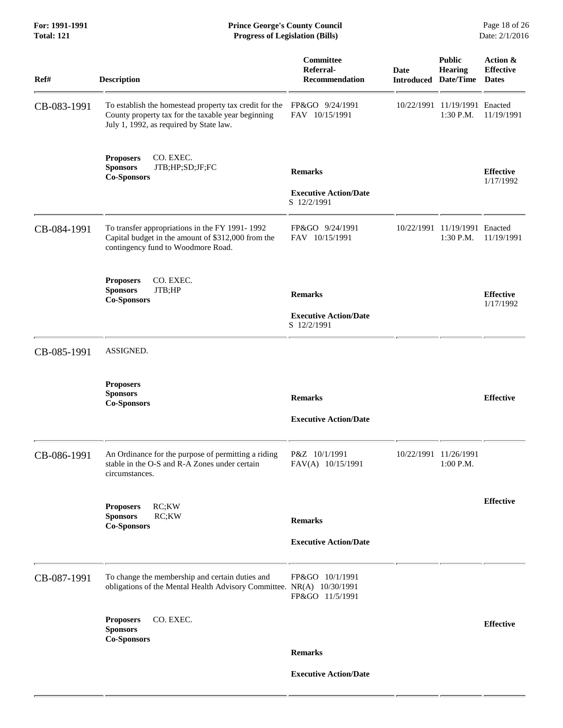| Ref# | Description | Committee Referral-Recommendation | Date Introduced | Public Hearing Date/Time | Action & Effective Dates |
|---|---|---|---|---|---|
| CB-083-1991 | To establish the homestead property tax credit for the County property tax for the taxable year beginning July 1, 1992, as required by State law. | FP&GO 9/24/1991<br>FAV 10/15/1991 | 10/22/1991 | 11/19/1991<br>1:30 P.M. | Enacted<br>11/19/1991 |
| | **Proposers** CO. EXEC.<br>**Sponsors** JTB;HP;SD;JF;FC<br>**Co-Sponsors** | **Remarks**<br><br>**Executive Action/Date**<br>S 12/2/1991 | | | **Effective**<br>1/17/1992 |
| CB-084-1991 | To transfer appropriations in the FY 1991- 1992 Capital budget in the amount of $312,000 from the contingency fund to Woodmore Road. | FP&GO 9/24/1991<br>FAV 10/15/1991 | 10/22/1991 | 11/19/1991<br>1:30 P.M. | Enacted<br>11/19/1991 |
| | **Proposers** CO. EXEC.<br>**Sponsors** JTB;HP<br>**Co-Sponsors** | **Remarks**<br><br>**Executive Action/Date**<br>S 12/2/1991 | | | **Effective**<br>1/17/1992 |
| CB-085-1991 | ASSIGNED. | | | | |
| | **Proposers**<br>**Sponsors**<br>**Co-Sponsors** | **Remarks**<br><br>**Executive Action/Date** | | | **Effective** |
| CB-086-1991 | An Ordinance for the purpose of permitting a riding stable in the O-S and R-A Zones under certain circumstances. | P&Z 10/1/1991<br>FAV(A) 10/15/1991 | 10/22/1991 | 11/26/1991<br>1:00 P.M. | |
| | **Proposers** RC;KW<br>**Sponsors** RC;KW<br>**Co-Sponsors** | **Remarks**<br><br>**Executive Action/Date** | | | **Effective** |
| CB-087-1991 | To change the membership and certain duties and obligations of the Mental Health Advisory Committee. | FP&GO 10/1/1991<br>NR(A) 10/30/1991<br>FP&GO 11/5/1991 | | | |
| | **Proposers** CO. EXEC.<br>**Sponsors**<br>**Co-Sponsors** | **Remarks**<br><br>**Executive Action/Date** | | | **Effective** |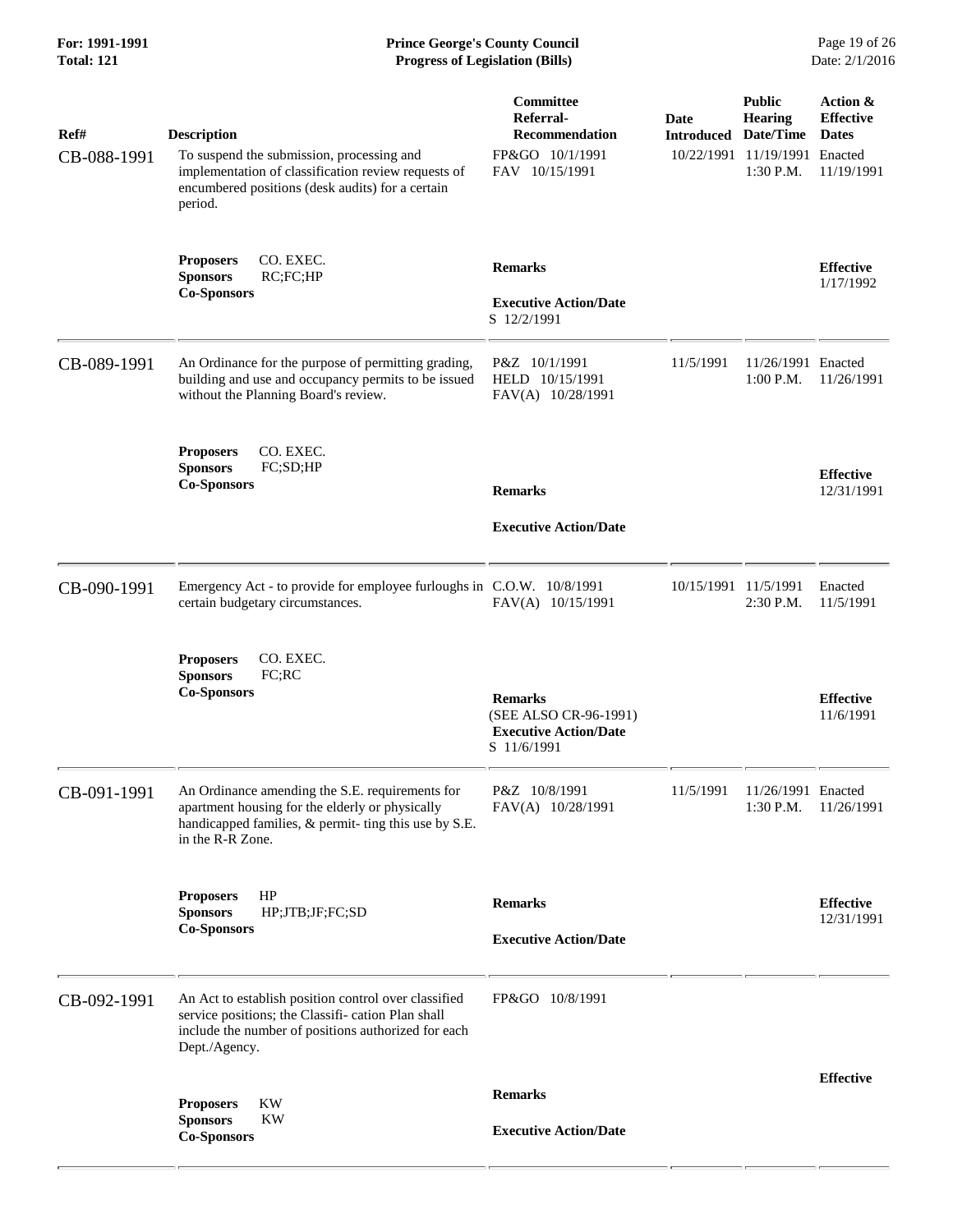| Ref# | Description | Committee Referral-Recommendation | Date Introduced | Public Hearing Date/Time | Action & Effective Dates |
|---|---|---|---|---|---|
| CB-088-1991 | To suspend the submission, processing and implementation of classification review requests of encumbered positions (desk audits) for a certain period. | FP&GO 10/1/1991<br>FAV 10/15/1991 | 10/22/1991 | 11/19/1991<br>1:30 P.M. | Enacted<br>11/19/1991 |
| | **Proposers** CO. EXEC.<br>**Sponsors** RC;FC;HP<br>**Co-Sponsors** | **Remarks**<br><br>**Executive Action/Date**<br>S 12/2/1991 | | | **Effective**<br>1/17/1992 |
| CB-089-1991 | An Ordinance for the purpose of permitting grading, building and use and occupancy permits to be issued without the Planning Board's review. | P&Z 10/1/1991<br>HELD 10/15/1991<br>FAV(A) 10/28/1991 | 11/5/1991 | 11/26/1991<br>1:00 P.M. | Enacted<br>11/26/1991 |
| | **Proposers** CO. EXEC.<br>**Sponsors** FC;SD;HP<br>**Co-Sponsors** | **Remarks**<br><br>**Executive Action/Date** | | | **Effective**<br>12/31/1991 |
| CB-090-1991 | Emergency Act - to provide for employee furloughs in certain budgetary circumstances. | C.O.W. 10/8/1991<br>FAV(A) 10/15/1991 | 10/15/1991 | 11/5/1991<br>2:30 P.M. | Enacted<br>11/5/1991 |
| | **Proposers** CO. EXEC.<br>**Sponsors** FC;RC<br>**Co-Sponsors** | **Remarks**<br>(SEE ALSO CR-96-1991)<br>**Executive Action/Date**<br>S 11/6/1991 | | | **Effective**<br>11/6/1991 |
| CB-091-1991 | An Ordinance amending the S.E. requirements for apartment housing for the elderly or physically handicapped families, & permit- ting this use by S.E. in the R-R Zone. | P&Z 10/8/1991<br>FAV(A) 10/28/1991 | 11/5/1991 | 11/26/1991<br>1:30 P.M. | Enacted<br>11/26/1991 |
| | **Proposers** HP<br>**Sponsors** HP;JTB;JF;FC;SD<br>**Co-Sponsors** | **Remarks**<br><br>**Executive Action/Date** | | | **Effective**<br>12/31/1991 |
| CB-092-1991 | An Act to establish position control over classified service positions; the Classifi- cation Plan shall include the number of positions authorized for each Dept./Agency. | FP&GO 10/8/1991 | | | |
| | **Proposers** KW<br>**Sponsors** KW<br>**Co-Sponsors** | **Remarks**<br><br>**Executive Action/Date** | | | **Effective** |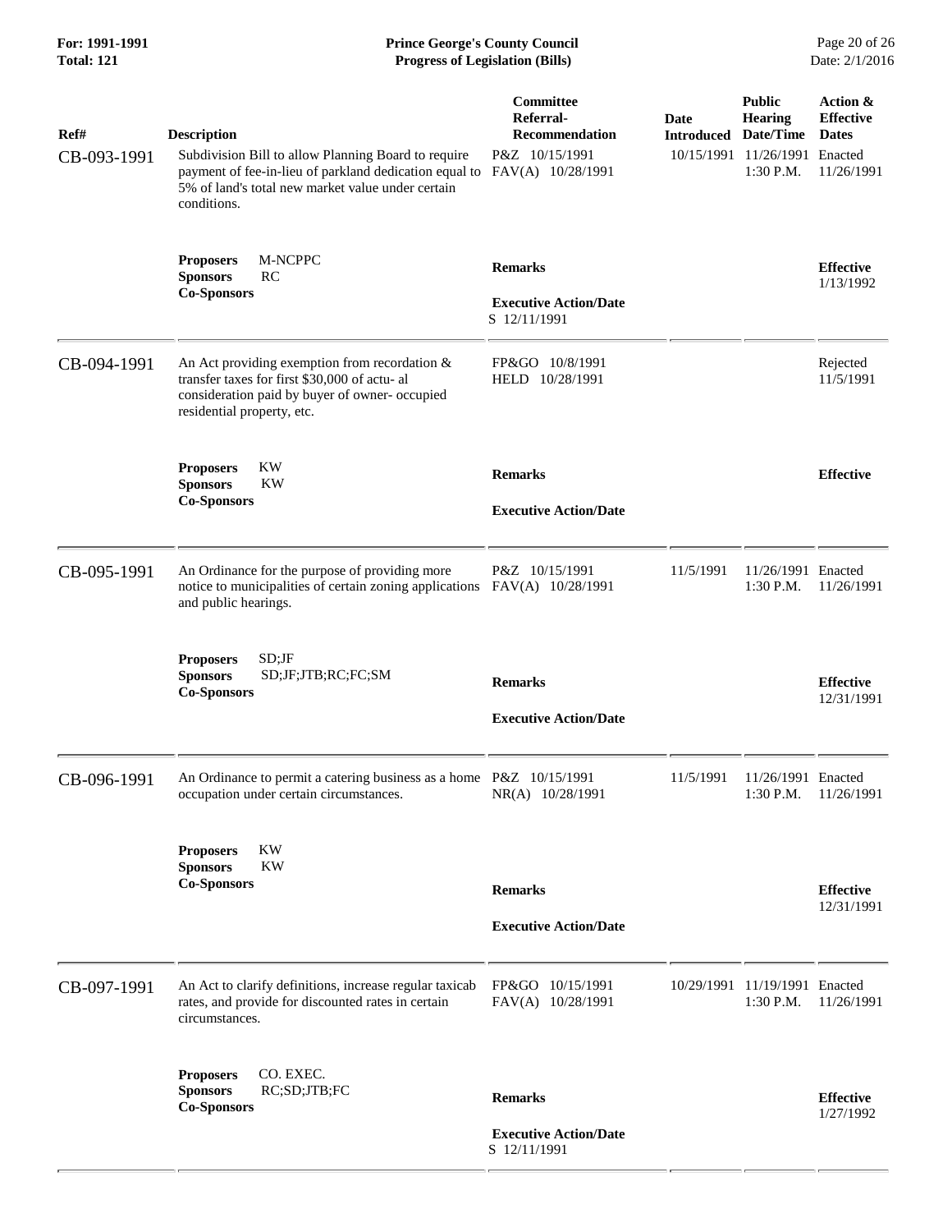| Ref# | Description | Committee Referral-Recommendation | Date Introduced | Public Hearing Date/Time | Action & Effective Dates |
|---|---|---|---|---|---|
| CB-093-1991 | Subdivision Bill to allow Planning Board to require payment of fee-in-lieu of parkland dedication equal to 5% of land's total new market value under certain conditions. | P&Z 10/15/1991<br>FAV(A) 10/28/1991 | 10/15/1991 | 11/26/1991<br>1:30 P.M. | Enacted<br>11/26/1991 |
| | **Proposers** M-NCPPC<br>**Sponsors** RC<br>**Co-Sponsors** | **Remarks**<br><br>**Executive Action/Date**<br>S 12/11/1991 | | | **Effective**<br>1/13/1992 |
| CB-094-1991 | An Act providing exemption from recordation & transfer taxes for first $30,000 of actu- al consideration paid by buyer of owner- occupied residential property, etc. | FP&GO 10/8/1991<br>HELD 10/28/1991 | | | Rejected<br>11/5/1991 |
| | **Proposers** KW<br>**Sponsors** KW<br>**Co-Sponsors** | **Remarks**<br><br>**Executive Action/Date** | | | **Effective** |
| CB-095-1991 | An Ordinance for the purpose of providing more notice to municipalities of certain zoning applications and public hearings. | P&Z 10/15/1991<br>FAV(A) 10/28/1991 | 11/5/1991 | 11/26/1991<br>1:30 P.M. | Enacted<br>11/26/1991 |
| | **Proposers** SD;JF<br>**Sponsors** SD;JF;JTB;RC;FC;SM<br>**Co-Sponsors** | **Remarks**<br><br>**Executive Action/Date** | | | **Effective**<br>12/31/1991 |
| CB-096-1991 | An Ordinance to permit a catering business as a home occupation under certain circumstances. | P&Z 10/15/1991<br>NR(A) 10/28/1991 | 11/5/1991 | 11/26/1991<br>1:30 P.M. | Enacted<br>11/26/1991 |
| | **Proposers** KW<br>**Sponsors** KW<br>**Co-Sponsors** | **Remarks**<br><br>**Executive Action/Date** | | | **Effective**<br>12/31/1991 |
| CB-097-1991 | An Act to clarify definitions, increase regular taxicab rates, and provide for discounted rates in certain circumstances. | FP&GO 10/15/1991<br>FAV(A) 10/28/1991 | 10/29/1991 | 11/19/1991<br>1:30 P.M. | Enacted<br>11/26/1991 |
| | **Proposers** CO. EXEC.<br>**Sponsors** RC;SD;JTB;FC<br>**Co-Sponsors** | **Remarks**<br><br>**Executive Action/Date**<br>S 12/11/1991 | | | **Effective**<br>1/27/1992 |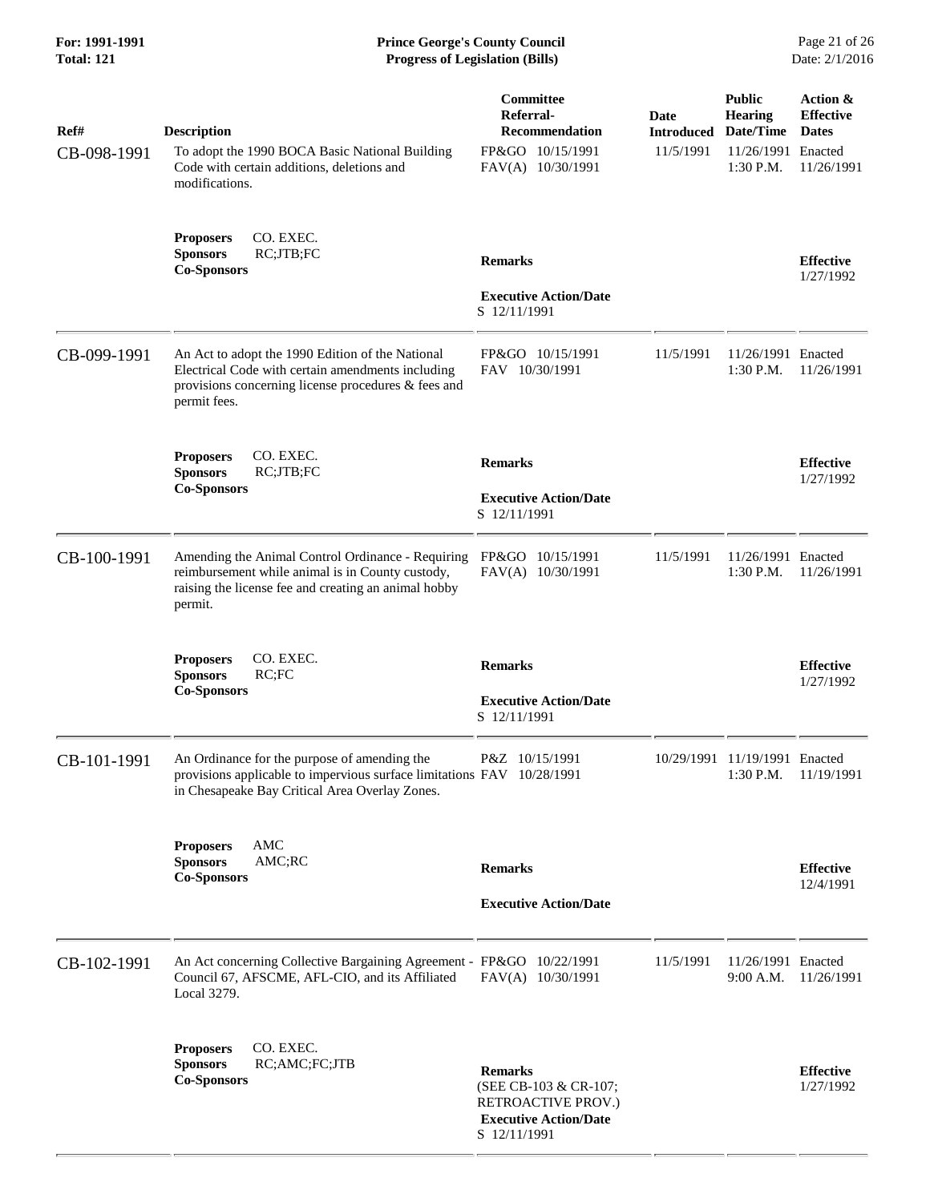| Ref# | Description | Committee Referral-Recommendation | Date Introduced | Public Hearing Date/Time | Action & Effective Dates |
|---|---|---|---|---|---|
| CB-098-1991 | To adopt the 1990 BOCA Basic National Building Code with certain additions, deletions and modifications. | FP&GO 10/15/1991<br>FAV(A) 10/30/1991 | 11/5/1991 | 11/26/1991<br>1:30 P.M. | Enacted<br>11/26/1991 |
| | **Proposers** CO. EXEC.<br>**Sponsors** RC;JTB;FC<br>**Co-Sponsors** | **Remarks**<br><br>**Executive Action/Date**<br>S 12/11/1991 | | | **Effective**<br>1/27/1992 |
| CB-099-1991 | An Act to adopt the 1990 Edition of the National Electrical Code with certain amendments including provisions concerning license procedures & fees and permit fees. | FP&GO 10/15/1991<br>FAV 10/30/1991 | 11/5/1991 | 11/26/1991<br>1:30 P.M. | Enacted<br>11/26/1991 |
| | **Proposers** CO. EXEC.<br>**Sponsors** RC;JTB;FC<br>**Co-Sponsors** | **Remarks**<br><br>**Executive Action/Date**<br>S 12/11/1991 | | | **Effective**<br>1/27/1992 |
| CB-100-1991 | Amending the Animal Control Ordinance - Requiring reimbursement while animal is in County custody, raising the license fee and creating an animal hobby permit. | FP&GO 10/15/1991<br>FAV(A) 10/30/1991 | 11/5/1991 | 11/26/1991<br>1:30 P.M. | Enacted<br>11/26/1991 |
| | **Proposers** CO. EXEC.<br>**Sponsors** RC;FC<br>**Co-Sponsors** | **Remarks**<br><br>**Executive Action/Date**<br>S 12/11/1991 | | | **Effective**<br>1/27/1992 |
| CB-101-1991 | An Ordinance for the purpose of amending the provisions applicable to impervious surface limitations in Chesapeake Bay Critical Area Overlay Zones. | P&Z 10/15/1991<br>FAV 10/28/1991 | 10/29/1991 | 11/19/1991<br>1:30 P.M. | Enacted<br>11/19/1991 |
| | **Proposers** AMC<br>**Sponsors** AMC;RC<br>**Co-Sponsors** | **Remarks**<br><br>**Executive Action/Date** | | | **Effective**<br>12/4/1991 |
| CB-102-1991 | An Act concerning Collective Bargaining Agreement - Council 67, AFSCME, AFL-CIO, and its Affiliated Local 3279. | FP&GO 10/22/1991<br>FAV(A) 10/30/1991 | 11/5/1991 | 11/26/1991<br>9:00 A.M. | Enacted<br>11/26/1991 |
| | **Proposers** CO. EXEC.<br>**Sponsors** RC;AMC;FC;JTB<br>**Co-Sponsors** | **Remarks**<br>(SEE CB-103 & CR-107; RETROACTIVE PROV.)<br>**Executive Action/Date**<br>S 12/11/1991 | | | **Effective**<br>1/27/1992 |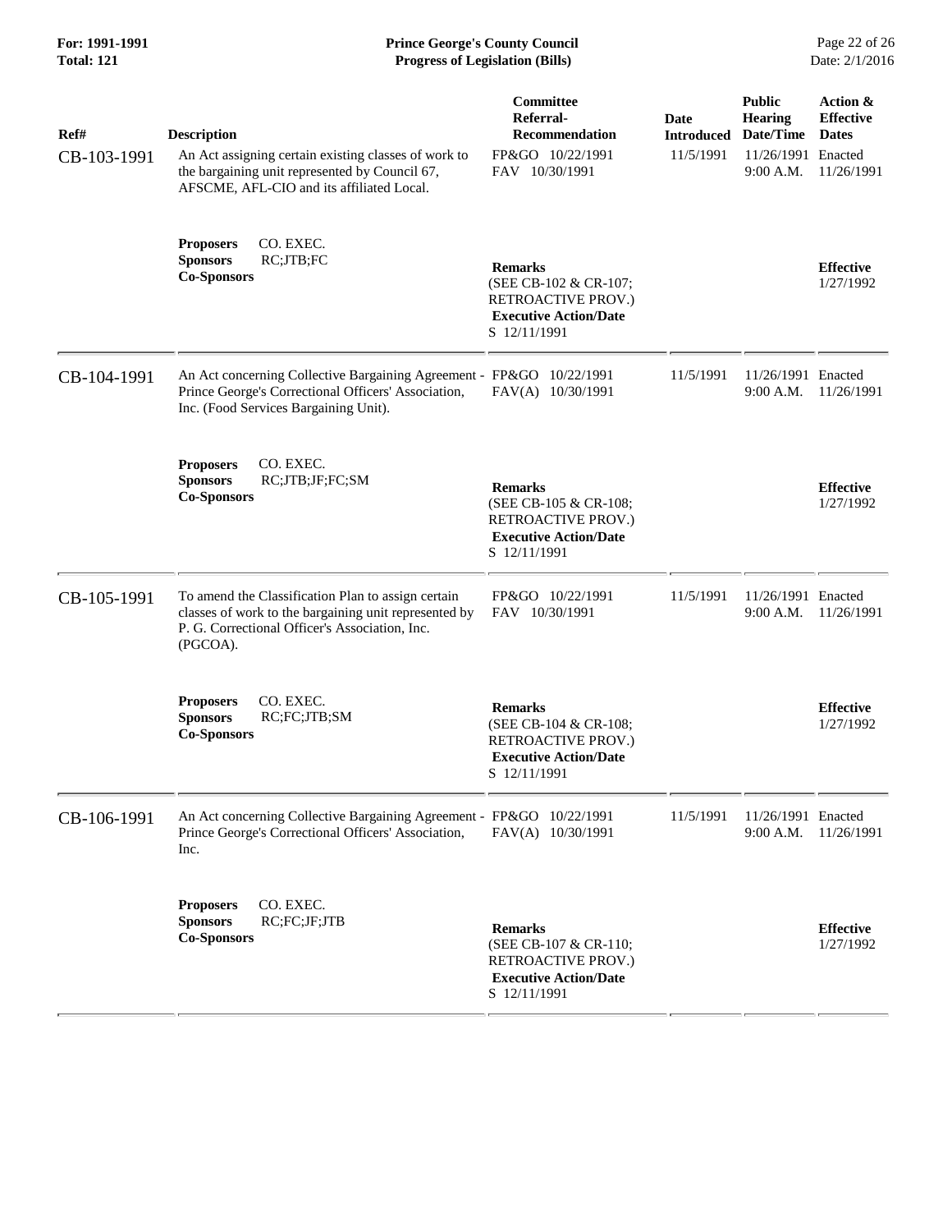| Ref# | Description | Committee Referral-Recommendation | Date Introduced | Public Hearing Date/Time | Action & Effective Dates |
|---|---|---|---|---|---|
| CB-103-1991 | An Act assigning certain existing classes of work to the bargaining unit represented by Council 67, AFSCME, AFL-CIO and its affiliated Local. | FP&GO 10/22/1991<br>FAV 10/30/1991 | 11/5/1991 | 11/26/1991<br>9:00 A.M. | Enacted<br>11/26/1991 |
| | **Proposers** CO. EXEC.<br>**Sponsors** RC;JTB;FC<br>**Co-Sponsors** | **Remarks**<br>(SEE CB-102 & CR-107; RETROACTIVE PROV.)<br>**Executive Action/Date**<br>S 12/11/1991 | | | **Effective**<br>1/27/1992 |
| CB-104-1991 | An Act concerning Collective Bargaining Agreement - Prince George's Correctional Officers' Association, Inc. (Food Services Bargaining Unit). | FP&GO 10/22/1991<br>FAV(A) 10/30/1991 | 11/5/1991 | 11/26/1991<br>9:00 A.M. | Enacted<br>11/26/1991 |
| | **Proposers** CO. EXEC.<br>**Sponsors** RC;JTB;JF;FC;SM<br>**Co-Sponsors** | **Remarks**<br>(SEE CB-105 & CR-108; RETROACTIVE PROV.)<br>**Executive Action/Date**<br>S 12/11/1991 | | | **Effective**<br>1/27/1992 |
| CB-105-1991 | To amend the Classification Plan to assign certain classes of work to the bargaining unit represented by P. G. Correctional Officer's Association, Inc. (PGCOA). | FP&GO 10/22/1991<br>FAV 10/30/1991 | 11/5/1991 | 11/26/1991<br>9:00 A.M. | Enacted<br>11/26/1991 |
| | **Proposers** CO. EXEC.<br>**Sponsors** RC;FC;JTB;SM<br>**Co-Sponsors** | **Remarks**<br>(SEE CB-104 & CR-108; RETROACTIVE PROV.)<br>**Executive Action/Date**<br>S 12/11/1991 | | | **Effective**<br>1/27/1992 |
| CB-106-1991 | An Act concerning Collective Bargaining Agreement - Prince George's Correctional Officers' Association, Inc. | FP&GO 10/22/1991<br>FAV(A) 10/30/1991 | 11/5/1991 | 11/26/1991<br>9:00 A.M. | Enacted<br>11/26/1991 |
| | **Proposers** CO. EXEC.<br>**Sponsors** RC;FC;JF;JTB<br>**Co-Sponsors** | **Remarks**<br>(SEE CB-107 & CR-110; RETROACTIVE PROV.)<br>**Executive Action/Date**<br>S 12/11/1991 | | | **Effective**<br>1/27/1992 |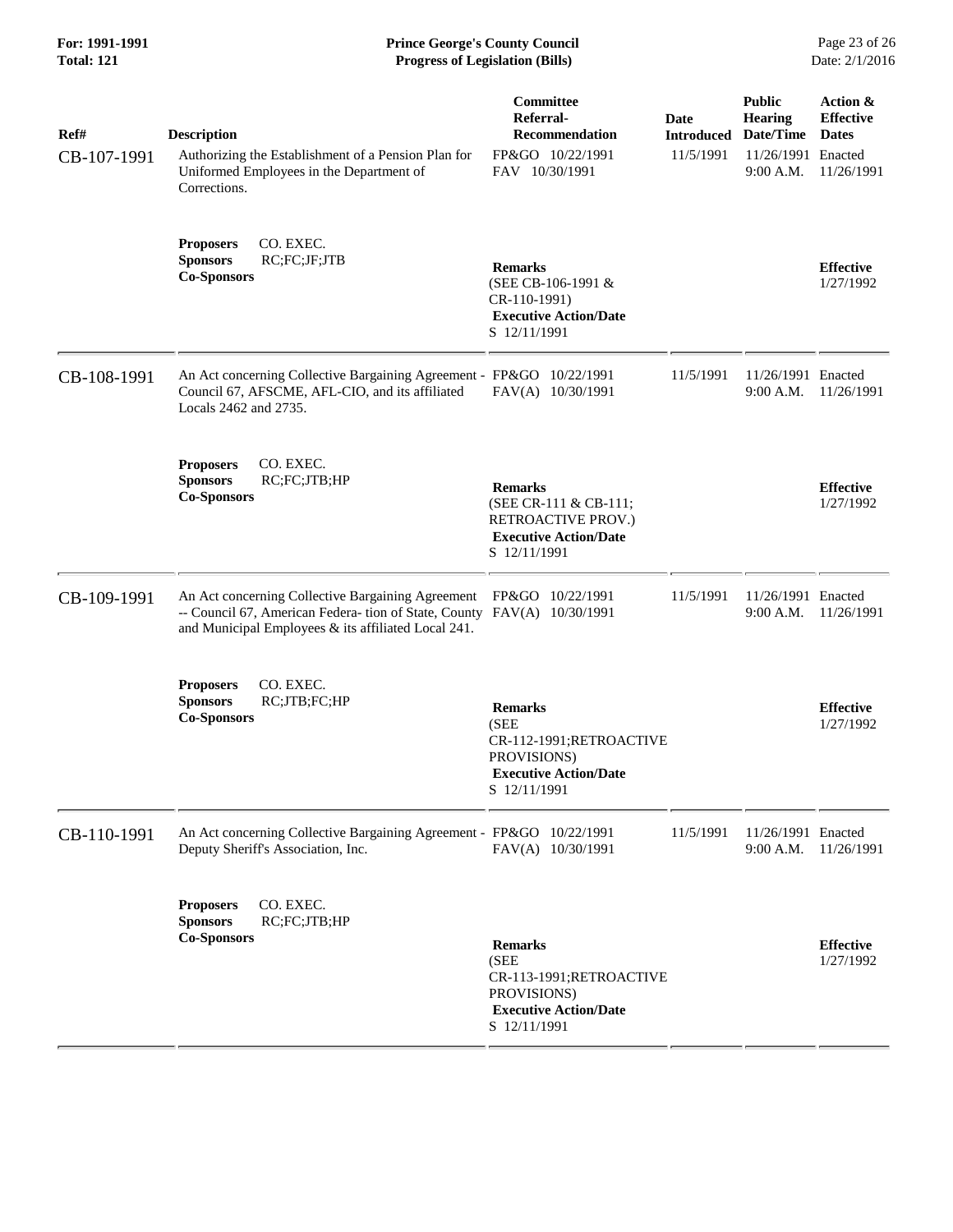| Ref# | Description | Committee Referral-Recommendation | Date Introduced | Public Hearing Date/Time | Action & Effective Dates |
|---|---|---|---|---|---|
| CB-107-1991 | Authorizing the Establishment of a Pension Plan for Uniformed Employees in the Department of Corrections. | FP&GO 10/22/1991<br>FAV 10/30/1991 | 11/5/1991 | 11/26/1991<br>9:00 A.M. | Enacted<br>11/26/1991 |
| | **Proposers** CO. EXEC.<br>**Sponsors** RC;FC;JF;JTB<br>**Co-Sponsors** | **Remarks**<br>(SEE CB-106-1991 & CR-110-1991)<br>**Executive Action/Date**<br>S 12/11/1991 | | | **Effective**<br>1/27/1992 |
| CB-108-1991 | An Act concerning Collective Bargaining Agreement - Council 67, AFSCME, AFL-CIO, and its affiliated Locals 2462 and 2735. | FP&GO 10/22/1991<br>FAV(A) 10/30/1991 | 11/5/1991 | 11/26/1991<br>9:00 A.M. | Enacted<br>11/26/1991 |
| | **Proposers** CO. EXEC.<br>**Sponsors** RC;FC;JTB;HP<br>**Co-Sponsors** | **Remarks**<br>(SEE CR-111 & CB-111; RETROACTIVE PROV.)<br>**Executive Action/Date**<br>S 12/11/1991 | | | **Effective**<br>1/27/1992 |
| CB-109-1991 | An Act concerning Collective Bargaining Agreement -- Council 67, American Federa- tion of State, County and Municipal Employees & its affiliated Local 241. | FP&GO 10/22/1991<br>FAV(A) 10/30/1991 | 11/5/1991 | 11/26/1991<br>9:00 A.M. | Enacted<br>11/26/1991 |
| | **Proposers** CO. EXEC.<br>**Sponsors** RC;JTB;FC;HP<br>**Co-Sponsors** | **Remarks**<br>(SEE CR-112-1991;RETROACTIVE PROVISIONS)<br>**Executive Action/Date**<br>S 12/11/1991 | | | **Effective**<br>1/27/1992 |
| CB-110-1991 | An Act concerning Collective Bargaining Agreement - Deputy Sheriff's Association, Inc. | FP&GO 10/22/1991<br>FAV(A) 10/30/1991 | 11/5/1991 | 11/26/1991<br>9:00 A.M. | Enacted<br>11/26/1991 |
| | **Proposers** CO. EXEC.<br>**Sponsors** RC;FC;JTB;HP<br>**Co-Sponsors** | **Remarks**<br>(SEE CR-113-1991;RETROACTIVE PROVISIONS)<br>**Executive Action/Date**<br>S 12/11/1991 | | | **Effective**<br>1/27/1992 |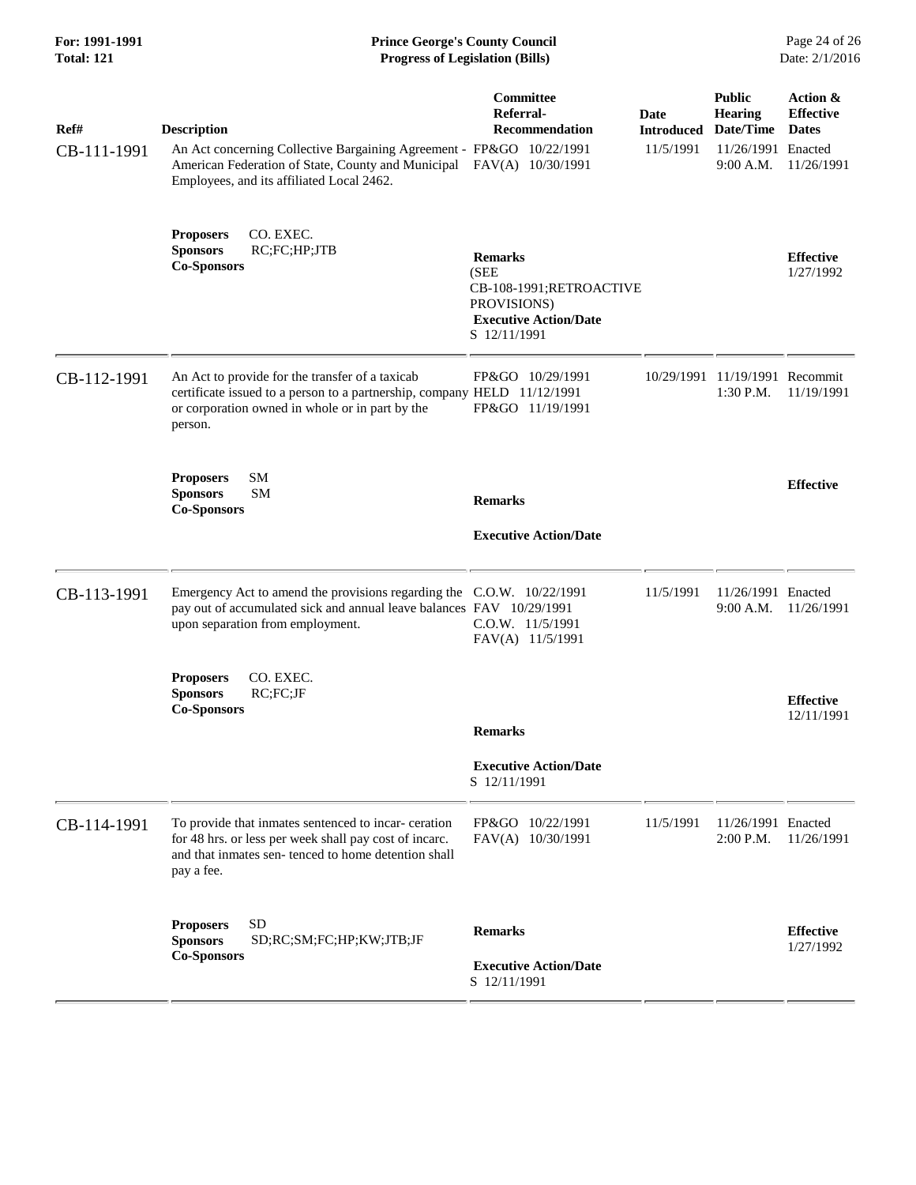| Ref# | Description | Committee Referral-Recommendation | Date Introduced | Public Hearing Date/Time | Action & Effective Dates |
|---|---|---|---|---|---|
| CB-111-1991 | An Act concerning Collective Bargaining Agreement - American Federation of State, County and Municipal Employees, and its affiliated Local 2462. | FP&GO 10/22/1991<br>FAV(A) 10/30/1991 | 11/5/1991 | 11/26/1991<br>9:00 A.M. | Enacted<br>11/26/1991 |
| | **Proposers** CO. EXEC.<br>**Sponsors** RC;FC;HP;JTB<br>**Co-Sponsors** | **Remarks**<br>(SEE CB-108-1991;RETROACTIVE PROVISIONS)<br>**Executive Action/Date**<br>S 12/11/1991 | | | **Effective**<br>1/27/1992 |
| CB-112-1991 | An Act to provide for the transfer of a taxicab certificate issued to a person to a partnership, company or corporation owned in whole or in part by the person. | FP&GO 10/29/1991<br>HELD 11/12/1991<br>FP&GO 11/19/1991 | 10/29/1991 | 11/19/1991<br>1:30 P.M. | Recommit<br>11/19/1991 |
| | **Proposers** SM<br>**Sponsors** SM<br>**Co-Sponsors** | **Remarks**<br>**Executive Action/Date** | | | **Effective** |
| CB-113-1991 | Emergency Act to amend the provisions regarding the pay out of accumulated sick and annual leave balances upon separation from employment. | C.O.W. 10/22/1991<br>FAV 10/29/1991<br>C.O.W. 11/5/1991<br>FAV(A) 11/5/1991 | 11/5/1991 | 11/26/1991<br>9:00 A.M. | Enacted<br>11/26/1991 |
| | **Proposers** CO. EXEC.<br>**Sponsors** RC;FC;JF<br>**Co-Sponsors** | **Remarks**<br>**Executive Action/Date**<br>S 12/11/1991 | | | **Effective**<br>12/11/1991 |
| CB-114-1991 | To provide that inmates sentenced to incar- ceration for 48 hrs. or less per week shall pay cost of incarc. and that inmates sen- tenced to home detention shall pay a fee. | FP&GO 10/22/1991<br>FAV(A) 10/30/1991 | 11/5/1991 | 11/26/1991<br>2:00 P.M. | Enacted<br>11/26/1991 |
| | **Proposers** SD<br>**Sponsors** SD;RC;SM;FC;HP;KW;JTB;JF<br>**Co-Sponsors** | **Remarks**<br>**Executive Action/Date**<br>S 12/11/1991 | | | **Effective**<br>1/27/1992 |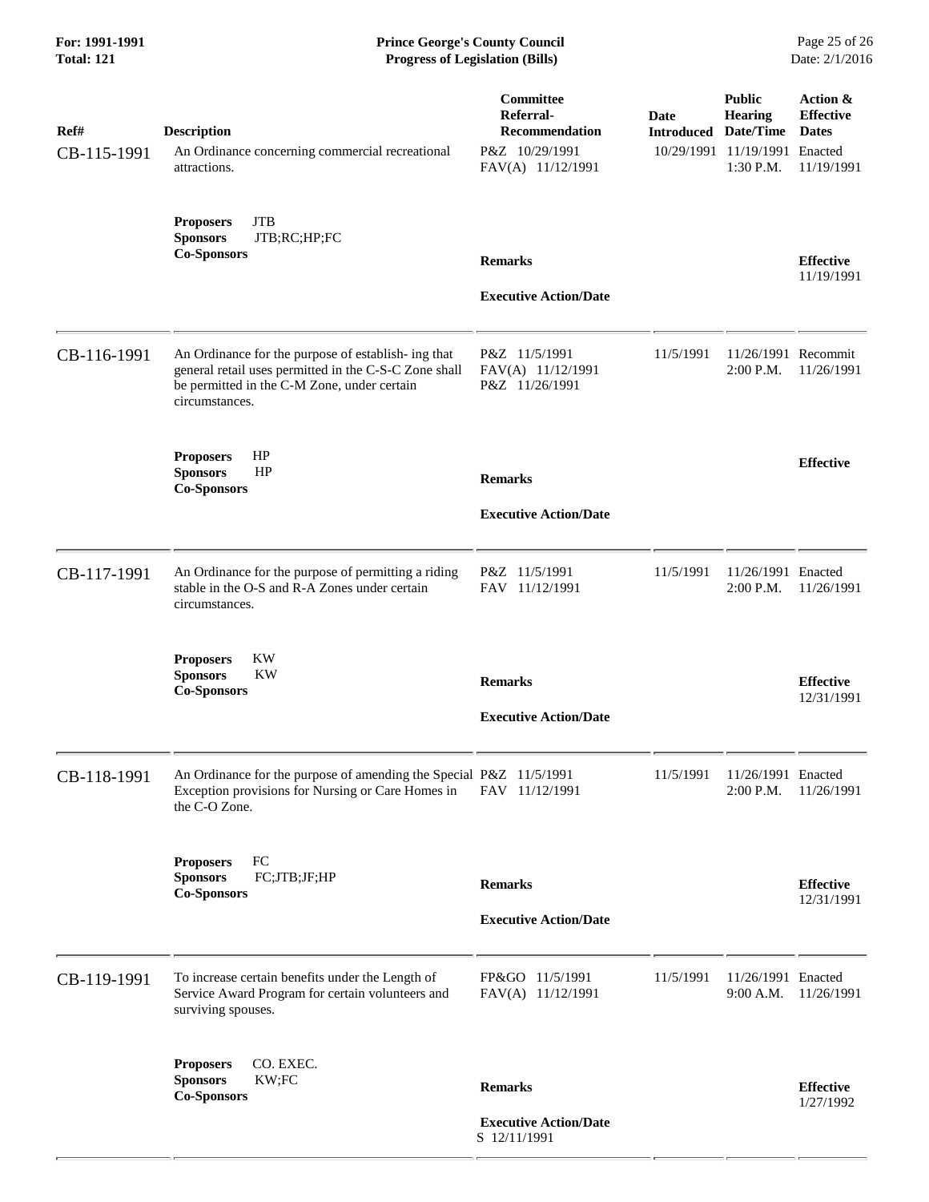| Ref# | Description | Committee Referral-Recommendation | Date Introduced | Public Hearing Date/Time | Action & Effective Dates |
|---|---|---|---|---|---|
| CB-115-1991 | An Ordinance concerning commercial recreational attractions. | P&Z 10/29/1991<br>FAV(A) 11/12/1991 | 10/29/1991 | 11/19/1991<br>1:30 P.M. | Enacted<br>11/19/1991 |
| | **Proposers** JTB<br>**Sponsors** JTB;RC;HP;FC<br>**Co-Sponsors** | **Remarks**<br><br>**Executive Action/Date** | | | **Effective**<br>11/19/1991 |
| CB-116-1991 | An Ordinance for the purpose of establish- ing that general retail uses permitted in the C-S-C Zone shall be permitted in the C-M Zone, under certain circumstances. | P&Z 11/5/1991<br>FAV(A) 11/12/1991<br>P&Z 11/26/1991 | 11/5/1991 | 11/26/1991<br>2:00 P.M. | Recommit<br>11/26/1991 |
| | **Proposers** HP<br>**Sponsors** HP<br>**Co-Sponsors** | **Remarks**<br><br>**Executive Action/Date** | | | **Effective** |
| CB-117-1991 | An Ordinance for the purpose of permitting a riding stable in the O-S and R-A Zones under certain circumstances. | P&Z 11/5/1991<br>FAV 11/12/1991 | 11/5/1991 | 11/26/1991<br>2:00 P.M. | Enacted<br>11/26/1991 |
| | **Proposers** KW<br>**Sponsors** KW<br>**Co-Sponsors** | **Remarks**<br><br>**Executive Action/Date** | | | **Effective**<br>12/31/1991 |
| CB-118-1991 | An Ordinance for the purpose of amending the Special Exception provisions for Nursing or Care Homes in the C-O Zone. | P&Z 11/5/1991<br>FAV 11/12/1991 | 11/5/1991 | 11/26/1991<br>2:00 P.M. | Enacted<br>11/26/1991 |
| | **Proposers** FC<br>**Sponsors** FC;JTB;JF;HP<br>**Co-Sponsors** | **Remarks**<br><br>**Executive Action/Date** | | | **Effective**<br>12/31/1991 |
| CB-119-1991 | To increase certain benefits under the Length of Service Award Program for certain volunteers and surviving spouses. | FP&GO 11/5/1991<br>FAV(A) 11/12/1991 | 11/5/1991 | 11/26/1991<br>9:00 A.M. | Enacted<br>11/26/1991 |
| | **Proposers** CO. EXEC.<br>**Sponsors** KW;FC<br>**Co-Sponsors** | **Remarks**<br><br>**Executive Action/Date**<br>S 12/11/1991 | | | **Effective**<br>1/27/1992 |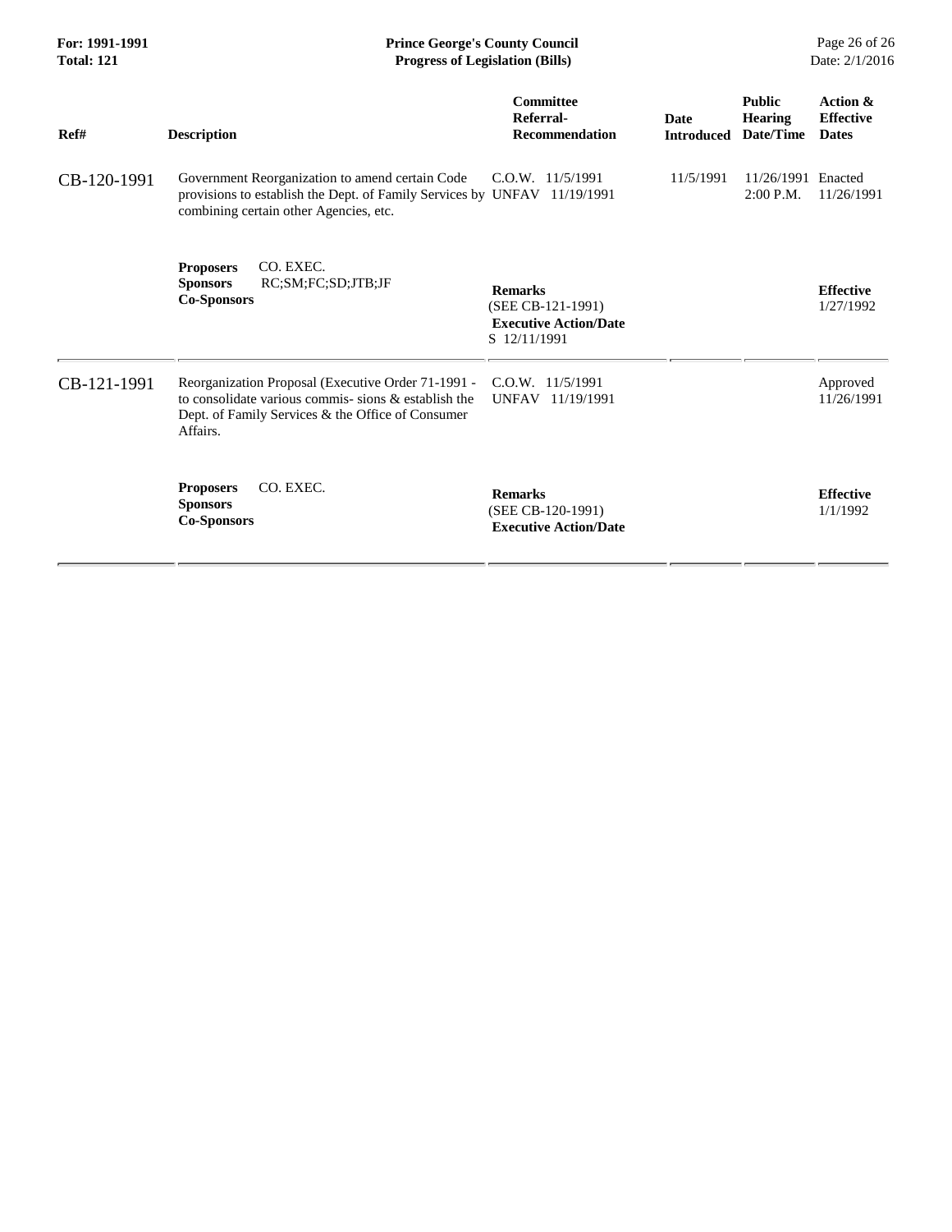| Ref# | Description | Committee Referral-Recommendation | Date Introduced | Public Hearing Date/Time | Action & Effective Dates |
|---|---|---|---|---|---|
| CB-120-1991 | Government Reorganization to amend certain Code provisions to establish the Dept. of Family Services by combining certain other Agencies, etc. | C.O.W. 11/5/1991<br>UNFAV 11/19/1991 | 11/5/1991 | 11/26/1991<br>2:00 P.M. | Enacted<br>11/26/1991 |
| | **Proposers** CO. EXEC.<br>**Sponsors** RC;SM;FC;SD;JTB;JF<br>**Co-Sponsors** | **Remarks**<br>(SEE CB-121-1991)<br>**Executive Action/Date**<br>S 12/11/1991 | | | **Effective**<br>1/27/1992 |
| CB-121-1991 | Reorganization Proposal (Executive Order 71-1991 - to consolidate various commis- sions & establish the Dept. of Family Services & the Office of Consumer Affairs. | C.O.W. 11/5/1991<br>UNFAV 11/19/1991 | | | Approved<br>11/26/1991 |
| | **Proposers** CO. EXEC.<br>**Sponsors**<br>**Co-Sponsors** | **Remarks**<br>(SEE CB-120-1991)<br>**Executive Action/Date** | | | **Effective**<br>1/1/1992 |